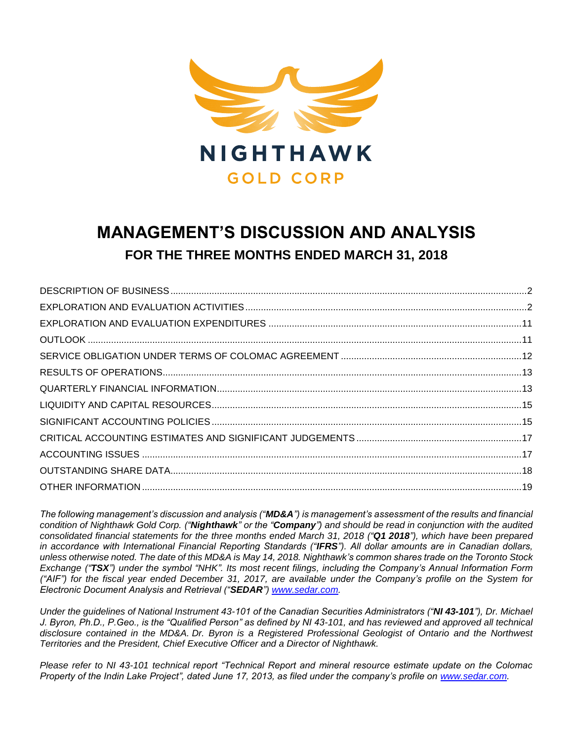NIGHTHAWK

GOLD CORP

# MANAGEMENT'S DISCUSSION AND ANALYSIS

## FOR THE THREE MONTHS ENDED MARCH 31, 2018

| | |
|---|---|
| DESCRIPTION OF BUSINESS | 2 |
| EXPLORATION AND EVALUATION ACTIVITIES | 2 |
| EXPLORATION AND EVALUATION EXPENDITURES | 11 |
| OUTLOOK | 11 |
| SERVICE OBLIGATION UNDER TERMS OF COLOMAC AGREEMENT | 12 |
| RESULTS OF OPERATIONS | 13 |
| QUARTERLY FINANCIAL INFORMATION | 13 |
| LIQUIDITY AND CAPITAL RESOURCES | 15 |
| SIGNIFICANT ACCOUNTING POLICIES | 15 |
| CRITICAL ACCOUNTING ESTIMATES AND SIGNIFICANT JUDGEMENTS | 17 |
| ACCOUNTING ISSUES | 17 |
| OUTSTANDING SHARE DATA | 18 |
| OTHER INFORMATION | 19 |

*The following management's discussion and analysis ("**MD&A**") is management's assessment of the results and financial condition of Nighthawk Gold Corp. ("**Nighthawk**" or the "**Company**") and should be read in conjunction with the audited consolidated financial statements for the three months ended March 31, 2018 ("**Q1 2018**"), which have been prepared in accordance with International Financial Reporting Standards ("**IFRS**"). All dollar amounts are in Canadian dollars, unless otherwise noted. The date of this MD&A is May 14, 2018. Nighthawk's common shares trade on the Toronto Stock Exchange ("**TSX**") under the symbol "NHK". Its most recent filings, including the Company's Annual Information Form ("AIF") for the fiscal year ended December 31, 2017, are available under the Company's profile on the System for Electronic Document Analysis and Retrieval ("**SEDAR**") www.sedar.com.*

*Under the guidelines of National Instrument 43-101 of the Canadian Securities Administrators ("**NI 43-101**"), Dr. Michael J. Byron, Ph.D., P.Geo., is the "Qualified Person" as defined by NI 43-101, and has reviewed and approved all technical disclosure contained in the MD&A. Dr. Byron is a Registered Professional Geologist of Ontario and the Northwest Territories and the President, Chief Executive Officer and a Director of Nighthawk.*

*Please refer to NI 43-101 technical report "Technical Report and mineral resource estimate update on the Colomac Property of the Indin Lake Project", dated June 17, 2013, as filed under the company's profile on www.sedar.com.*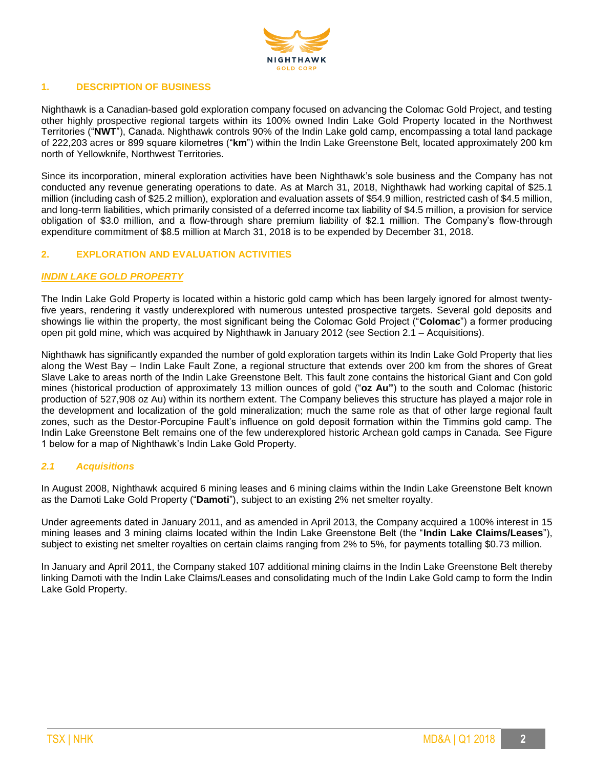## 1. DESCRIPTION OF BUSINESS

Nighthawk is a Canadian-based gold exploration company focused on advancing the Colomac Gold Project, and testing other highly prospective regional targets within its 100% owned Indin Lake Gold Property located in the Northwest Territories ("**NWT**"), Canada. Nighthawk controls 90% of the Indin Lake gold camp, encompassing a total land package of 222,203 acres or 899 square kilometres ("**km**") within the Indin Lake Greenstone Belt, located approximately 200 km north of Yellowknife, Northwest Territories.

Since its incorporation, mineral exploration activities have been Nighthawk's sole business and the Company has not conducted any revenue generating operations to date. As at March 31, 2018, Nighthawk had working capital of $25.1 million (including cash of $25.2 million), exploration and evaluation assets of $54.9 million, restricted cash of $4.5 million, and long-term liabilities, which primarily consisted of a deferred income tax liability of $4.5 million, a provision for service obligation of $3.0 million, and a flow-through share premium liability of $2.1 million. The Company's flow-through expenditure commitment of $8.5 million at March 31, 2018 is to be expended by December 31, 2018.

## 2. EXPLORATION AND EVALUATION ACTIVITIES

***INDIN LAKE GOLD PROPERTY***

The Indin Lake Gold Property is located within a historic gold camp which has been largely ignored for almost twenty-five years, rendering it vastly underexplored with numerous untested prospective targets. Several gold deposits and showings lie within the property, the most significant being the Colomac Gold Project ("**Colomac**") a former producing open pit gold mine, which was acquired by Nighthawk in January 2012 (see Section 2.1 – Acquisitions).

Nighthawk has significantly expanded the number of gold exploration targets within its Indin Lake Gold Property that lies along the West Bay – Indin Lake Fault Zone, a regional structure that extends over 200 km from the shores of Great Slave Lake to areas north of the Indin Lake Greenstone Belt. This fault zone contains the historical Giant and Con gold mines (historical production of approximately 13 million ounces of gold ("**oz Au**") to the south and Colomac (historic production of 527,908 oz Au) within its northern extent. The Company believes this structure has played a major role in the development and localization of the gold mineralization; much the same role as that of other large regional fault zones, such as the Destor-Porcupine Fault's influence on gold deposit formation within the Timmins gold camp. The Indin Lake Greenstone Belt remains one of the few underexplored historic Archean gold camps in Canada. See Figure 1 below for a map of Nighthawk's Indin Lake Gold Property.

### *2.1 Acquisitions*

In August 2008, Nighthawk acquired 6 mining leases and 6 mining claims within the Indin Lake Greenstone Belt known as the Damoti Lake Gold Property ("**Damoti**"), subject to an existing 2% net smelter royalty.

Under agreements dated in January 2011, and as amended in April 2013, the Company acquired a 100% interest in 15 mining leases and 3 mining claims located within the Indin Lake Greenstone Belt (the "**Indin Lake Claims/Leases**"), subject to existing net smelter royalties on certain claims ranging from 2% to 5%, for payments totalling $0.73 million.

In January and April 2011, the Company staked 107 additional mining claims in the Indin Lake Greenstone Belt thereby linking Damoti with the Indin Lake Claims/Leases and consolidating much of the Indin Lake Gold camp to form the Indin Lake Gold Property.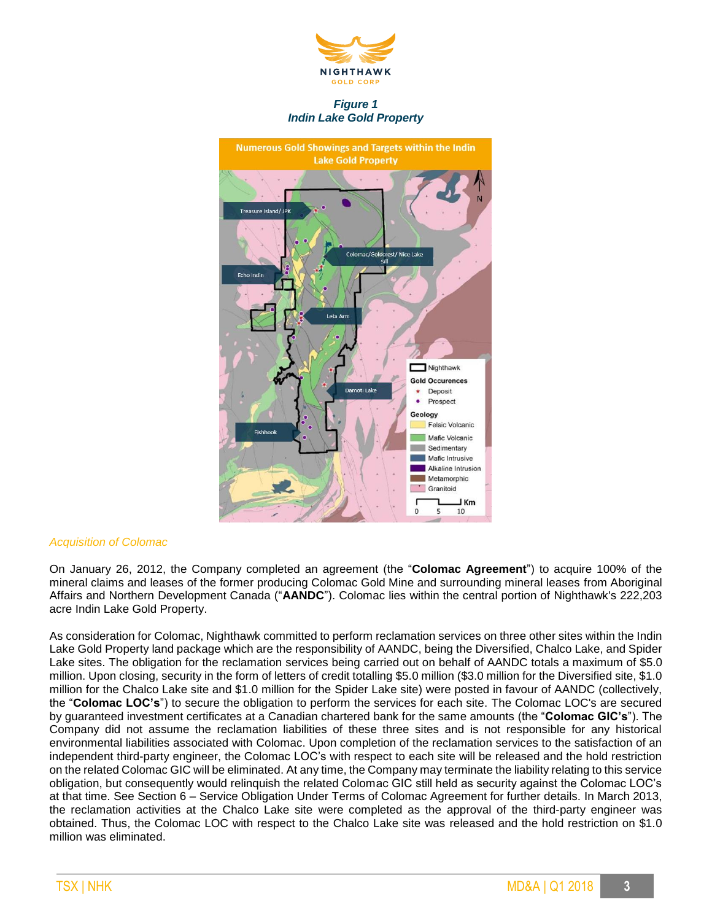*Figure 1*
*Indin Lake Gold Property*

*Acquisition of Colomac*

On January 26, 2012, the Company completed an agreement (the "**Colomac Agreement**") to acquire 100% of the mineral claims and leases of the former producing Colomac Gold Mine and surrounding mineral leases from Aboriginal Affairs and Northern Development Canada ("**AANDC**"). Colomac lies within the central portion of Nighthawk's 222,203 acre Indin Lake Gold Property.

As consideration for Colomac, Nighthawk committed to perform reclamation services on three other sites within the Indin Lake Gold Property land package which are the responsibility of AANDC, being the Diversified, Chalco Lake, and Spider Lake sites. The obligation for the reclamation services being carried out on behalf of AANDC totals a maximum of $5.0 million. Upon closing, security in the form of letters of credit totalling $5.0 million ($3.0 million for the Diversified site, $1.0 million for the Chalco Lake site and $1.0 million for the Spider Lake site) were posted in favour of AANDC (collectively, the "**Colomac LOC's**") to secure the obligation to perform the services for each site. The Colomac LOC's are secured by guaranteed investment certificates at a Canadian chartered bank for the same amounts (the "**Colomac GIC's**"). The Company did not assume the reclamation liabilities of these three sites and is not responsible for any historical environmental liabilities associated with Colomac. Upon completion of the reclamation services to the satisfaction of an independent third-party engineer, the Colomac LOC's with respect to each site will be released and the hold restriction on the related Colomac GIC will be eliminated. At any time, the Company may terminate the liability relating to this service obligation, but consequently would relinquish the related Colomac GIC still held as security against the Colomac LOC's at that time. See Section 6 – Service Obligation Under Terms of Colomac Agreement for further details. In March 2013, the reclamation activities at the Chalco Lake site were completed as the approval of the third-party engineer was obtained. Thus, the Colomac LOC with respect to the Chalco Lake site was released and the hold restriction on $1.0 million was eliminated.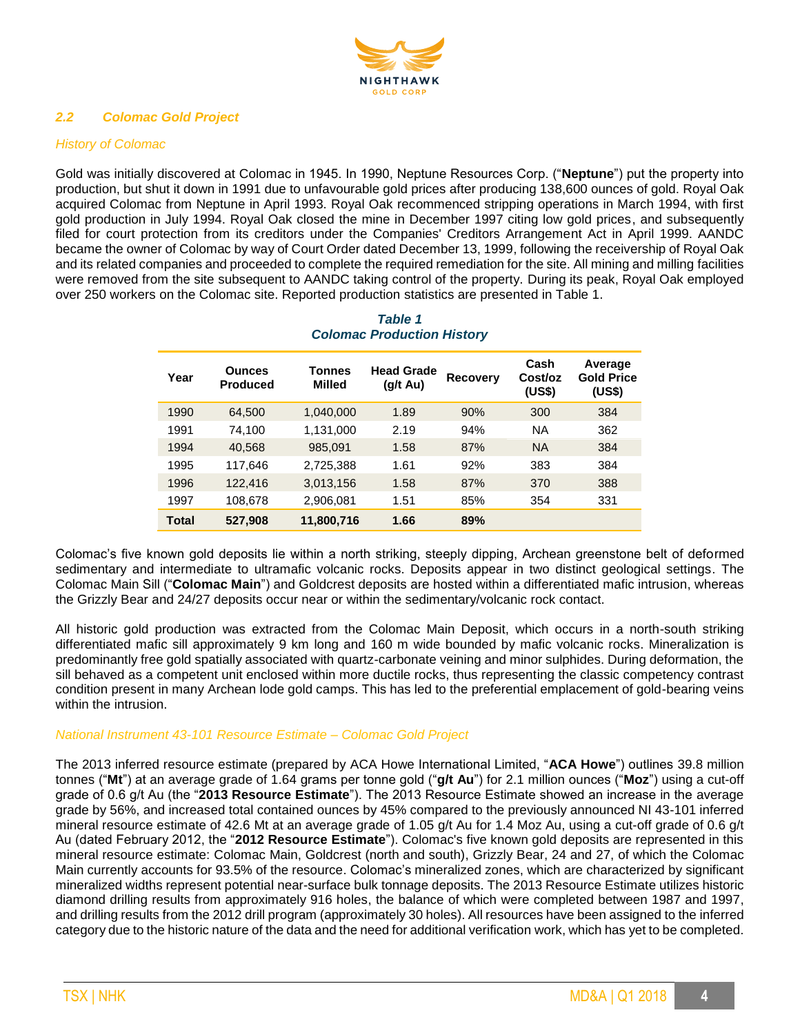## 2.2 Colomac Gold Project

*History of Colomac*

Gold was initially discovered at Colomac in 1945. In 1990, Neptune Resources Corp. ("**Neptune**") put the property into production, but shut it down in 1991 due to unfavourable gold prices after producing 138,600 ounces of gold. Royal Oak acquired Colomac from Neptune in April 1993. Royal Oak recommenced stripping operations in March 1994, with first gold production in July 1994. Royal Oak closed the mine in December 1997 citing low gold prices, and subsequently filed for court protection from its creditors under the Companies' Creditors Arrangement Act in April 1999. AANDC became the owner of Colomac by way of Court Order dated December 13, 1999, following the receivership of Royal Oak and its related companies and proceeded to complete the required remediation for the site. All mining and milling facilities were removed from the site subsequent to AANDC taking control of the property. During its peak, Royal Oak employed over 250 workers on the Colomac site. Reported production statistics are presented in Table 1.

**Table 1**
**Colomac Production History**

| Year | Ounces Produced | Tonnes Milled | Head Grade (g/t Au) | Recovery | Cash Cost/oz (US$) | Average Gold Price (US$) |
|---|---|---|---|---|---|---|
| 1990 | 64,500 | 1,040,000 | 1.89 | 90% | 300 | 384 |
| 1991 | 74,100 | 1,131,000 | 2.19 | 94% | NA | 362 |
| 1994 | 40,568 | 985,091 | 1.58 | 87% | NA | 384 |
| 1995 | 117,646 | 2,725,388 | 1.61 | 92% | 383 | 384 |
| 1996 | 122,416 | 3,013,156 | 1.58 | 87% | 370 | 388 |
| 1997 | 108,678 | 2,906,081 | 1.51 | 85% | 354 | 331 |
| **Total** | **527,908** | **11,800,716** | **1.66** | **89%** | | |

Colomac's five known gold deposits lie within a north striking, steeply dipping, Archean greenstone belt of deformed sedimentary and intermediate to ultramafic volcanic rocks. Deposits appear in two distinct geological settings. The Colomac Main Sill ("**Colomac Main**") and Goldcrest deposits are hosted within a differentiated mafic intrusion, whereas the Grizzly Bear and 24/27 deposits occur near or within the sedimentary/volcanic rock contact.

All historic gold production was extracted from the Colomac Main Deposit, which occurs in a north-south striking differentiated mafic sill approximately 9 km long and 160 m wide bounded by mafic volcanic rocks. Mineralization is predominantly free gold spatially associated with quartz-carbonate veining and minor sulphides. During deformation, the sill behaved as a competent unit enclosed within more ductile rocks, thus representing the classic competency contrast condition present in many Archean lode gold camps. This has led to the preferential emplacement of gold-bearing veins within the intrusion.

*National Instrument 43-101 Resource Estimate – Colomac Gold Project*

The 2013 inferred resource estimate (prepared by ACA Howe International Limited, "**ACA Howe**") outlines 39.8 million tonnes ("**Mt**") at an average grade of 1.64 grams per tonne gold ("**g/t Au**") for 2.1 million ounces ("**Moz**") using a cut-off grade of 0.6 g/t Au (the "**2013 Resource Estimate**"). The 2013 Resource Estimate showed an increase in the average grade by 56%, and increased total contained ounces by 45% compared to the previously announced NI 43-101 inferred mineral resource estimate of 42.6 Mt at an average grade of 1.05 g/t Au for 1.4 Moz Au, using a cut-off grade of 0.6 g/t Au (dated February 2012, the "**2012 Resource Estimate**"). Colomac's five known gold deposits are represented in this mineral resource estimate: Colomac Main, Goldcrest (north and south), Grizzly Bear, 24 and 27, of which the Colomac Main currently accounts for 93.5% of the resource. Colomac's mineralized zones, which are characterized by significant mineralized widths represent potential near-surface bulk tonnage deposits. The 2013 Resource Estimate utilizes historic diamond drilling results from approximately 916 holes, the balance of which were completed between 1987 and 1997, and drilling results from the 2012 drill program (approximately 30 holes). All resources have been assigned to the inferred category due to the historic nature of the data and the need for additional verification work, which has yet to be completed.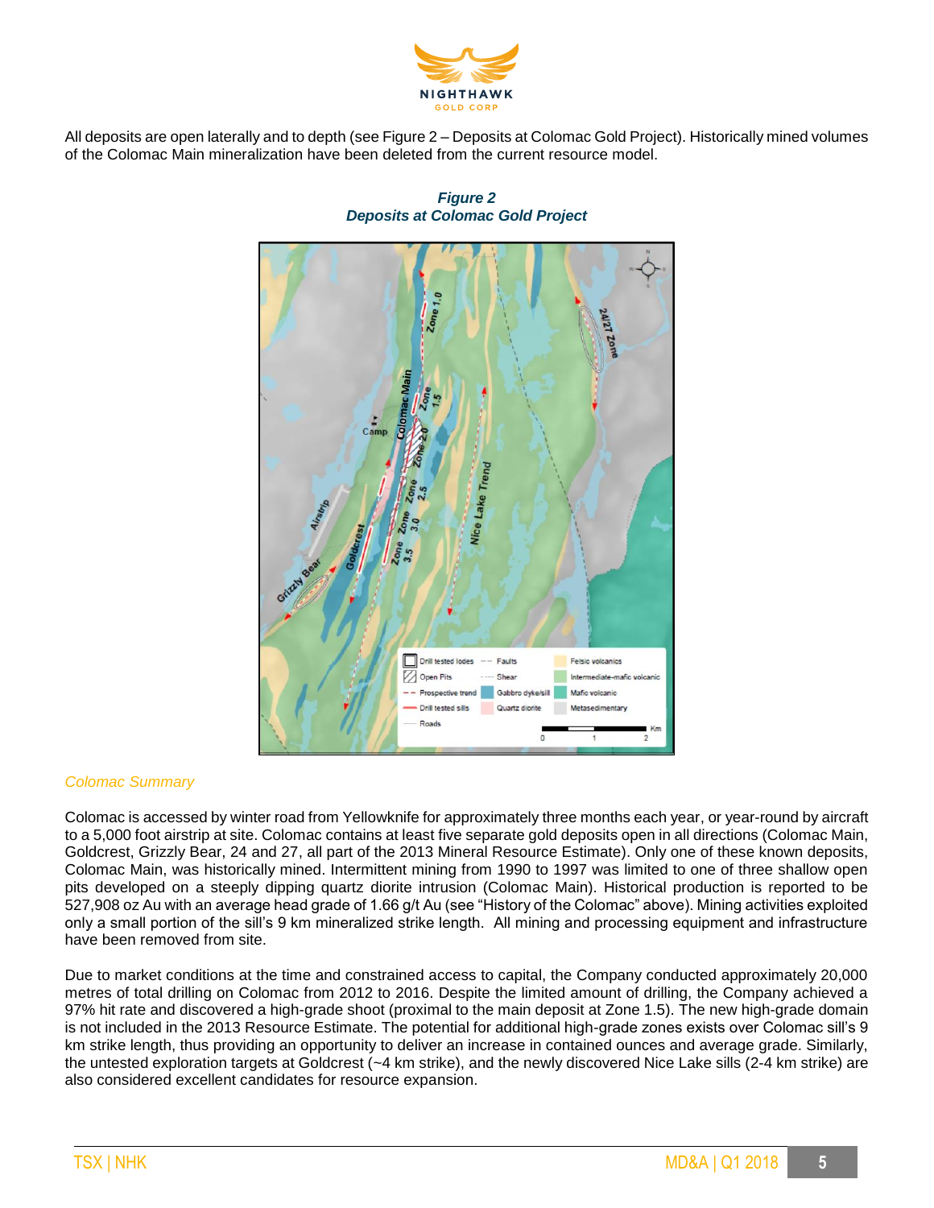All deposits are open laterally and to depth (see Figure 2 – Deposits at Colomac Gold Project). Historically mined volumes of the Colomac Main mineralization have been deleted from the current resource model.

***Figure 2***
***Deposits at Colomac Gold Project***

*Colomac Summary*

Colomac is accessed by winter road from Yellowknife for approximately three months each year, or year-round by aircraft to a 5,000 foot airstrip at site. Colomac contains at least five separate gold deposits open in all directions (Colomac Main, Goldcrest, Grizzly Bear, 24 and 27, all part of the 2013 Mineral Resource Estimate). Only one of these known deposits, Colomac Main, was historically mined. Intermittent mining from 1990 to 1997 was limited to one of three shallow open pits developed on a steeply dipping quartz diorite intrusion (Colomac Main). Historical production is reported to be 527,908 oz Au with an average head grade of 1.66 g/t Au (see "History of the Colomac" above). Mining activities exploited only a small portion of the sill's 9 km mineralized strike length. All mining and processing equipment and infrastructure have been removed from site.

Due to market conditions at the time and constrained access to capital, the Company conducted approximately 20,000 metres of total drilling on Colomac from 2012 to 2016. Despite the limited amount of drilling, the Company achieved a 97% hit rate and discovered a high-grade shoot (proximal to the main deposit at Zone 1.5). The new high-grade domain is not included in the 2013 Resource Estimate. The potential for additional high-grade zones exists over Colomac sill's 9 km strike length, thus providing an opportunity to deliver an increase in contained ounces and average grade. Similarly, the untested exploration targets at Goldcrest (~4 km strike), and the newly discovered Nice Lake sills (2-4 km strike) are also considered excellent candidates for resource expansion.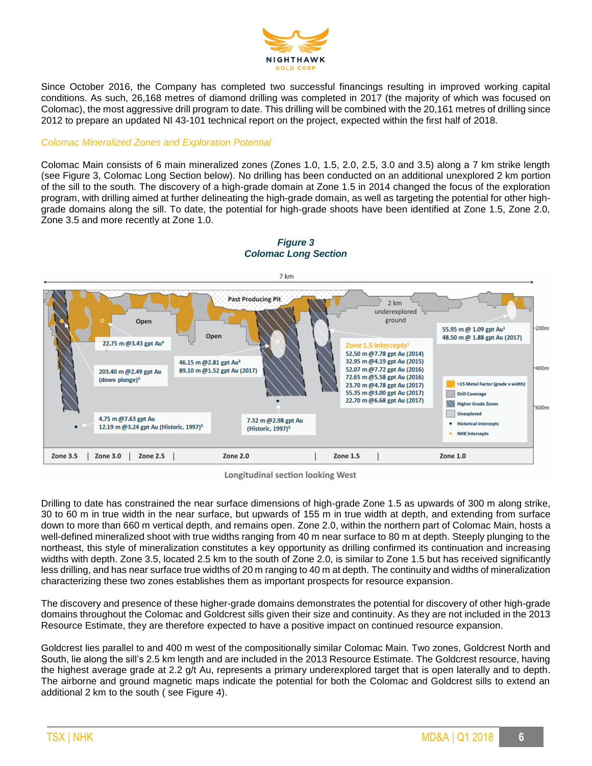Since October 2016, the Company has completed two successful financings resulting in improved working capital conditions. As such, 26,168 metres of diamond drilling was completed in 2017 (the majority of which was focused on Colomac), the most aggressive drill program to date. This drilling will be combined with the 20,161 metres of drilling since 2012 to prepare an updated NI 43-101 technical report on the project, expected within the first half of 2018.

*Colomac Mineralized Zones and Exploration Potential*

Colomac Main consists of 6 main mineralized zones (Zones 1.0, 1.5, 2.0, 2.5, 3.0 and 3.5) along a 7 km strike length (see Figure 3, Colomac Long Section below). No drilling has been conducted on an additional unexplored 2 km portion of the sill to the south. The discovery of a high-grade domain at Zone 1.5 in 2014 changed the focus of the exploration program, with drilling aimed at further delineating the high-grade domain, as well as targeting the potential for other high-grade domains along the sill. To date, the potential for high-grade shoots have been identified at Zone 1.5, Zone 2.0, Zone 3.5 and more recently at Zone 1.0.

***Figure 3***
***Colomac Long Section***

Drilling to date has constrained the near surface dimensions of high-grade Zone 1.5 as upwards of 300 m along strike, 30 to 60 m in true width in the near surface, but upwards of 155 m in true width at depth, and extending from surface down to more than 660 m vertical depth, and remains open. Zone 2.0, within the northern part of Colomac Main, hosts a well-defined mineralized shoot with true widths ranging from 40 m near surface to 80 m at depth. Steeply plunging to the northeast, this style of mineralization constitutes a key opportunity as drilling confirmed its continuation and increasing widths with depth. Zone 3.5, located 2.5 km to the south of Zone 2.0, is similar to Zone 1.5 but has received significantly less drilling, and has near surface true widths of 20 m ranging to 40 m at depth. The continuity and widths of mineralization characterizing these two zones establishes them as important prospects for resource expansion.

The discovery and presence of these higher-grade domains demonstrates the potential for discovery of other high-grade domains throughout the Colomac and Goldcrest sills given their size and continuity. As they are not included in the 2013 Resource Estimate, they are therefore expected to have a positive impact on continued resource expansion.

Goldcrest lies parallel to and 400 m west of the compositionally similar Colomac Main. Two zones, Goldcrest North and South, lie along the sill's 2.5 km length and are included in the 2013 Resource Estimate. The Goldcrest resource, having the highest average grade at 2.2 g/t Au, represents a primary underexplored target that is open laterally and to depth. The airborne and ground magnetic maps indicate the potential for both the Colomac and Goldcrest sills to extend an additional 2 km to the south ( see Figure 4).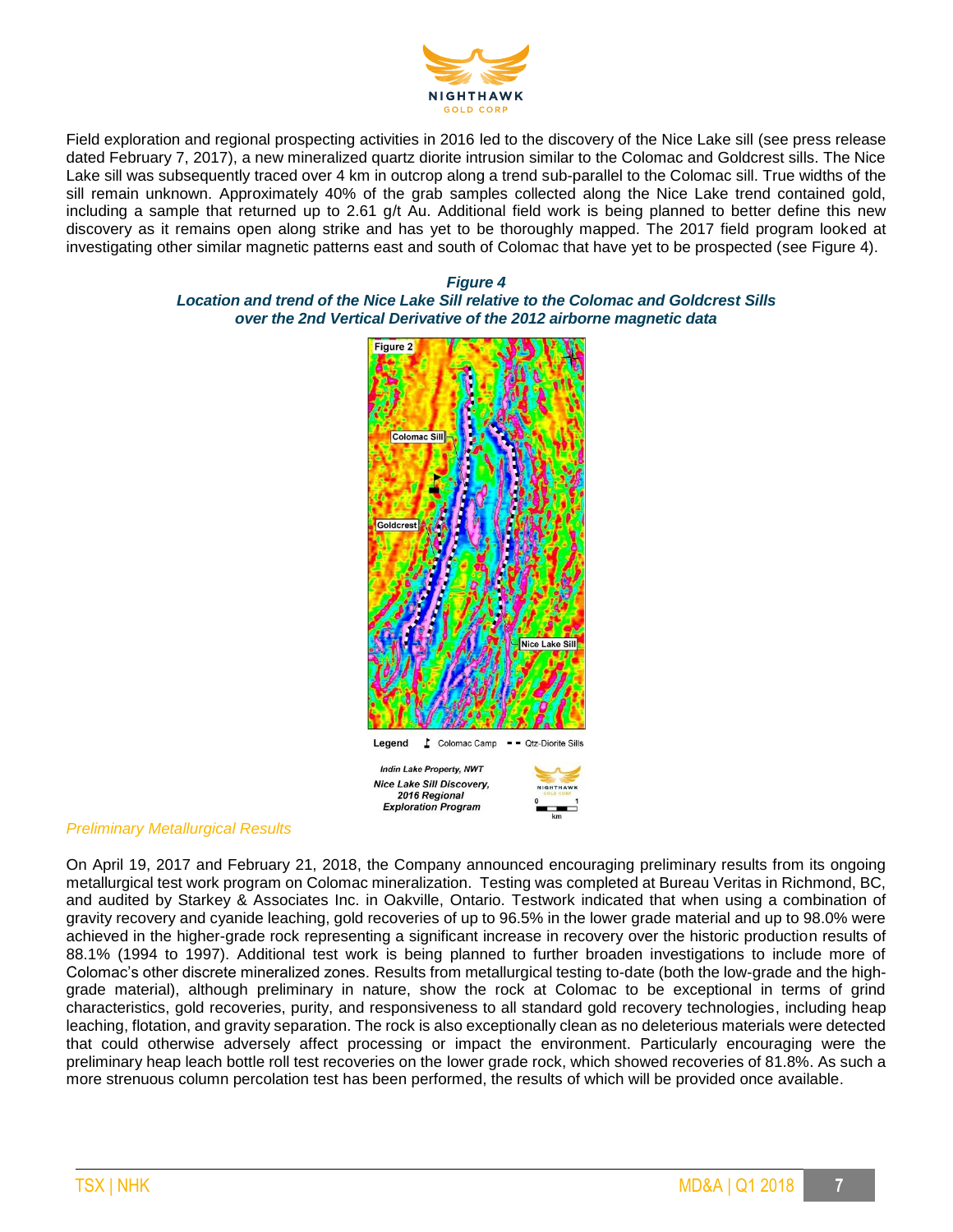Field exploration and regional prospecting activities in 2016 led to the discovery of the Nice Lake sill (see press release dated February 7, 2017), a new mineralized quartz diorite intrusion similar to the Colomac and Goldcrest sills. The Nice Lake sill was subsequently traced over 4 km in outcrop along a trend sub-parallel to the Colomac sill. True widths of the sill remain unknown. Approximately 40% of the grab samples collected along the Nice Lake trend contained gold, including a sample that returned up to 2.61 g/t Au. Additional field work is being planned to better define this new discovery as it remains open along strike and has yet to be thoroughly mapped. The 2017 field program looked at investigating other similar magnetic patterns east and south of Colomac that have yet to be prospected (see Figure 4).

***Figure 4***
***Location and trend of the Nice Lake Sill relative to the Colomac and Goldcrest Sills over the 2nd Vertical Derivative of the 2012 airborne magnetic data***

*Preliminary Metallurgical Results*

On April 19, 2017 and February 21, 2018, the Company announced encouraging preliminary results from its ongoing metallurgical test work program on Colomac mineralization. Testing was completed at Bureau Veritas in Richmond, BC, and audited by Starkey & Associates Inc. in Oakville, Ontario. Testwork indicated that when using a combination of gravity recovery and cyanide leaching, gold recoveries of up to 96.5% in the lower grade material and up to 98.0% were achieved in the higher-grade rock representing a significant increase in recovery over the historic production results of 88.1% (1994 to 1997). Additional test work is being planned to further broaden investigations to include more of Colomac's other discrete mineralized zones. Results from metallurgical testing to-date (both the low-grade and the high-grade material), although preliminary in nature, show the rock at Colomac to be exceptional in terms of grind characteristics, gold recoveries, purity, and responsiveness to all standard gold recovery technologies, including heap leaching, flotation, and gravity separation. The rock is also exceptionally clean as no deleterious materials were detected that could otherwise adversely affect processing or impact the environment. Particularly encouraging were the preliminary heap leach bottle roll test recoveries on the lower grade rock, which showed recoveries of 81.8%. As such a more strenuous column percolation test has been performed, the results of which will be provided once available.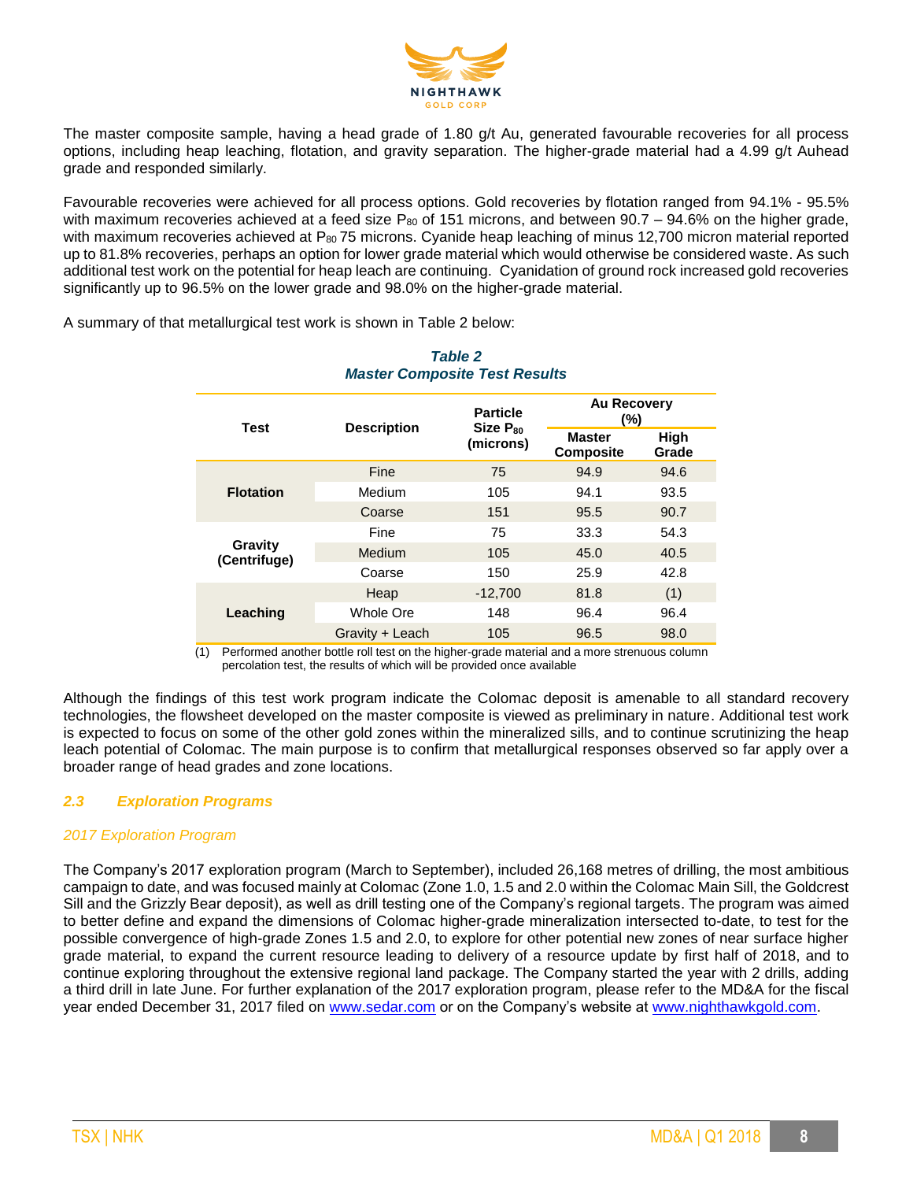The master composite sample, having a head grade of 1.80 g/t Au, generated favourable recoveries for all process options, including heap leaching, flotation, and gravity separation. The higher-grade material had a 4.99 g/t Auhead grade and responded similarly.

Favourable recoveries were achieved for all process options. Gold recoveries by flotation ranged from 94.1% - 95.5% with maximum recoveries achieved at a feed size $P_{80}$ of 151 microns, and between 90.7 – 94.6% on the higher grade, with maximum recoveries achieved at $P_{80}$ 75 microns. Cyanide heap leaching of minus 12,700 micron material reported up to 81.8% recoveries, perhaps an option for lower grade material which would otherwise be considered waste. As such additional test work on the potential for heap leach are continuing. Cyanidation of ground rock increased gold recoveries significantly up to 96.5% on the lower grade and 98.0% on the higher-grade material.

A summary of that metallurgical test work is shown in Table 2 below:

***Table 2***
***Master Composite Test Results***

| Test | Description | Particle Size $P_{80}$ (microns) | Au Recovery (%) | |
|---|---|---|---|---|
| | | | Master Composite | High Grade |
| **Flotation** | Fine | 75 | 94.9 | 94.6 |
| | Medium | 105 | 94.1 | 93.5 |
| | Coarse | 151 | 95.5 | 90.7 |
| **Gravity (Centrifuge)** | Fine | 75 | 33.3 | 54.3 |
| | Medium | 105 | 45.0 | 40.5 |
| | Coarse | 150 | 25.9 | 42.8 |
| **Leaching** | Heap | -12,700 | 81.8 | (1) |
| | Whole Ore | 148 | 96.4 | 96.4 |
| | Gravity + Leach | 105 | 96.5 | 98.0 |

(1) Performed another bottle roll test on the higher-grade material and a more strenuous column percolation test, the results of which will be provided once available

Although the findings of this test work program indicate the Colomac deposit is amenable to all standard recovery technologies, the flowsheet developed on the master composite is viewed as preliminary in nature. Additional test work is expected to focus on some of the other gold zones within the mineralized sills, and to continue scrutinizing the heap leach potential of Colomac. The main purpose is to confirm that metallurgical responses observed so far apply over a broader range of head grades and zone locations.

## *2.3 Exploration Programs*

### *2017 Exploration Program*

The Company's 2017 exploration program (March to September), included 26,168 metres of drilling, the most ambitious campaign to date, and was focused mainly at Colomac (Zone 1.0, 1.5 and 2.0 within the Colomac Main Sill, the Goldcrest Sill and the Grizzly Bear deposit), as well as drill testing one of the Company's regional targets. The program was aimed to better define and expand the dimensions of Colomac higher-grade mineralization intersected to-date, to test for the possible convergence of high-grade Zones 1.5 and 2.0, to explore for other potential new zones of near surface higher grade material, to expand the current resource leading to delivery of a resource update by first half of 2018, and to continue exploring throughout the extensive regional land package. The Company started the year with 2 drills, adding a third drill in late June. For further explanation of the 2017 exploration program, please refer to the MD&A for the fiscal year ended December 31, 2017 filed on www.sedar.com or on the Company's website at www.nighthawkgold.com.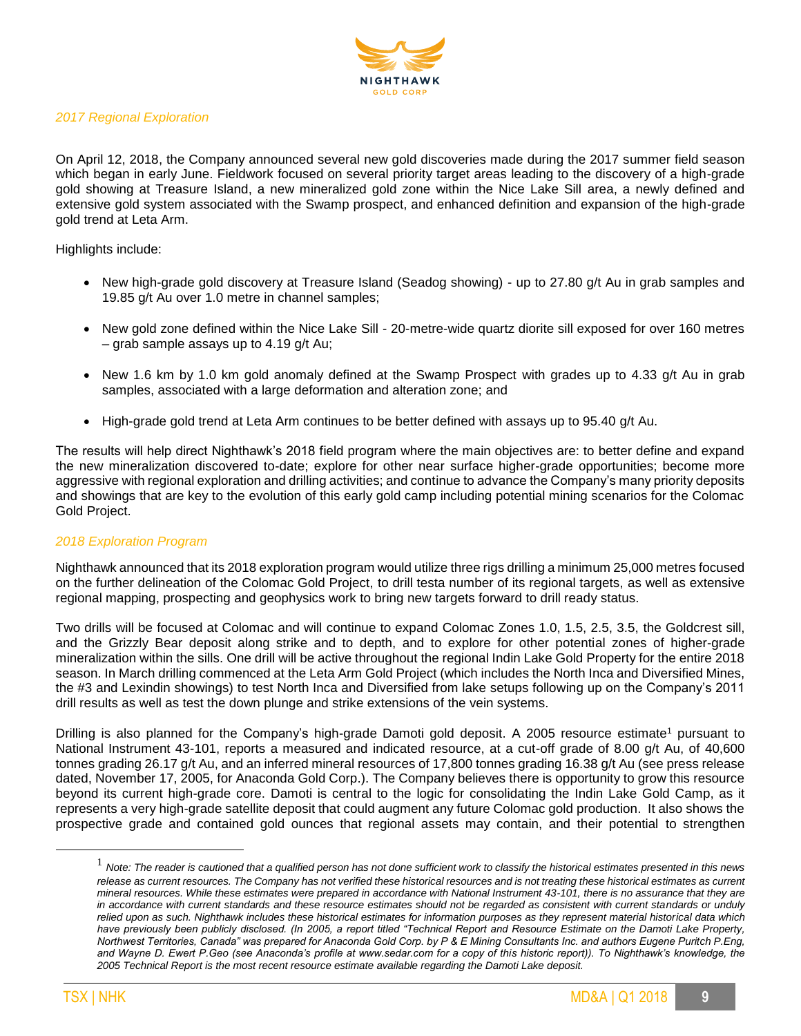*2017 Regional Exploration*

On April 12, 2018, the Company announced several new gold discoveries made during the 2017 summer field season which began in early June. Fieldwork focused on several priority target areas leading to the discovery of a high-grade gold showing at Treasure Island, a new mineralized gold zone within the Nice Lake Sill area, a newly defined and extensive gold system associated with the Swamp prospect, and enhanced definition and expansion of the high-grade gold trend at Leta Arm.

Highlights include:

- New high-grade gold discovery at Treasure Island (Seadog showing) - up to 27.80 g/t Au in grab samples and 19.85 g/t Au over 1.0 metre in channel samples;
- New gold zone defined within the Nice Lake Sill - 20-metre-wide quartz diorite sill exposed for over 160 metres – grab sample assays up to 4.19 g/t Au;
- New 1.6 km by 1.0 km gold anomaly defined at the Swamp Prospect with grades up to 4.33 g/t Au in grab samples, associated with a large deformation and alteration zone; and
- High-grade gold trend at Leta Arm continues to be better defined with assays up to 95.40 g/t Au.

The results will help direct Nighthawk's 2018 field program where the main objectives are: to better define and expand the new mineralization discovered to-date; explore for other near surface higher-grade opportunities; become more aggressive with regional exploration and drilling activities; and continue to advance the Company's many priority deposits and showings that are key to the evolution of this early gold camp including potential mining scenarios for the Colomac Gold Project.

*2018 Exploration Program*

Nighthawk announced that its 2018 exploration program would utilize three rigs drilling a minimum 25,000 metres focused on the further delineation of the Colomac Gold Project, to drill testa number of its regional targets, as well as extensive regional mapping, prospecting and geophysics work to bring new targets forward to drill ready status.

Two drills will be focused at Colomac and will continue to expand Colomac Zones 1.0, 1.5, 2.5, 3.5, the Goldcrest sill, and the Grizzly Bear deposit along strike and to depth, and to explore for other potential zones of higher-grade mineralization within the sills. One drill will be active throughout the regional Indin Lake Gold Property for the entire 2018 season. In March drilling commenced at the Leta Arm Gold Project (which includes the North Inca and Diversified Mines, the #3 and Lexindin showings) to test North Inca and Diversified from lake setups following up on the Company's 2011 drill results as well as test the down plunge and strike extensions of the vein systems.

Drilling is also planned for the Company's high-grade Damoti gold deposit. A 2005 resource estimate[1] pursuant to National Instrument 43-101, reports a measured and indicated resource, at a cut-off grade of 8.00 g/t Au, of 40,600 tonnes grading 26.17 g/t Au, and an inferred mineral resources of 17,800 tonnes grading 16.38 g/t Au (see press release dated, November 17, 2005, for Anaconda Gold Corp.). The Company believes there is opportunity to grow this resource beyond its current high-grade core. Damoti is central to the logic for consolidating the Indin Lake Gold Camp, as it represents a very high-grade satellite deposit that could augment any future Colomac gold production. It also shows the prospective grade and contained gold ounces that regional assets may contain, and their potential to strengthen

[1] *Note: The reader is cautioned that a qualified person has not done sufficient work to classify the historical estimates presented in this news release as current resources. The Company has not verified these historical resources and is not treating these historical estimates as current mineral resources. While these estimates were prepared in accordance with National Instrument 43-101, there is no assurance that they are in accordance with current standards and these resource estimates should not be regarded as consistent with current standards or unduly relied upon as such. Nighthawk includes these historical estimates for information purposes as they represent material historical data which have previously been publicly disclosed. (In 2005, a report titled "Technical Report and Resource Estimate on the Damoti Lake Property, Northwest Territories, Canada" was prepared for Anaconda Gold Corp. by P & E Mining Consultants Inc. and authors Eugene Puritch P.Eng, and Wayne D. Ewert P.Geo (see Anaconda's profile at www.sedar.com for a copy of this historic report)). To Nighthawk's knowledge, the 2005 Technical Report is the most recent resource estimate available regarding the Damoti Lake deposit.*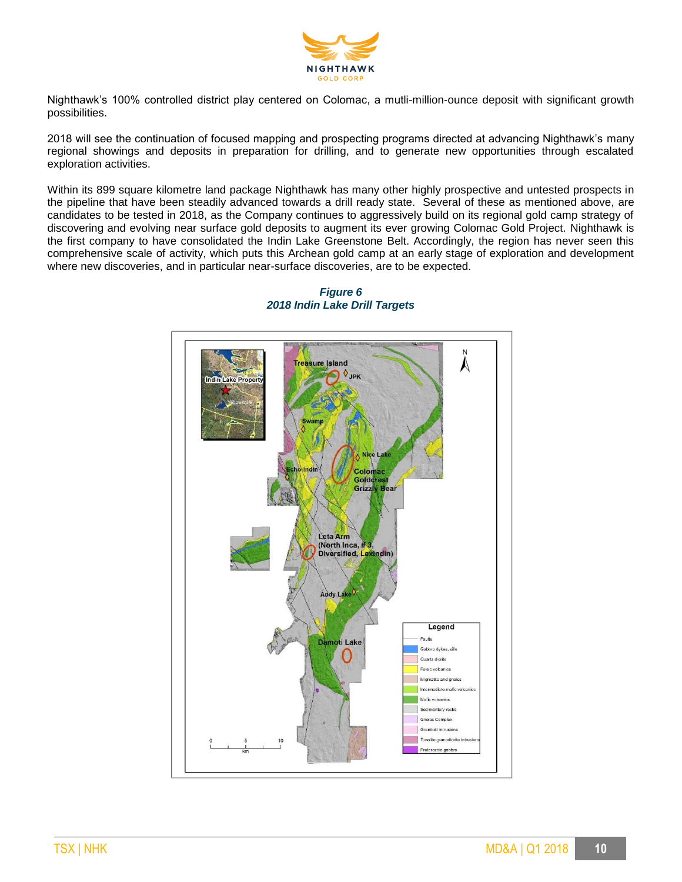Nighthawk's 100% controlled district play centered on Colomac, a mutli-million-ounce deposit with significant growth possibilities.

2018 will see the continuation of focused mapping and prospecting programs directed at advancing Nighthawk's many regional showings and deposits in preparation for drilling, and to generate new opportunities through escalated exploration activities.

Within its 899 square kilometre land package Nighthawk has many other highly prospective and untested prospects in the pipeline that have been steadily advanced towards a drill ready state. Several of these as mentioned above, are candidates to be tested in 2018, as the Company continues to aggressively build on its regional gold camp strategy of discovering and evolving near surface gold deposits to augment its ever growing Colomac Gold Project. Nighthawk is the first company to have consolidated the Indin Lake Greenstone Belt. Accordingly, the region has never seen this comprehensive scale of activity, which puts this Archean gold camp at an early stage of exploration and development where new discoveries, and in particular near-surface discoveries, are to be expected.

***Figure 6***
***2018 Indin Lake Drill Targets***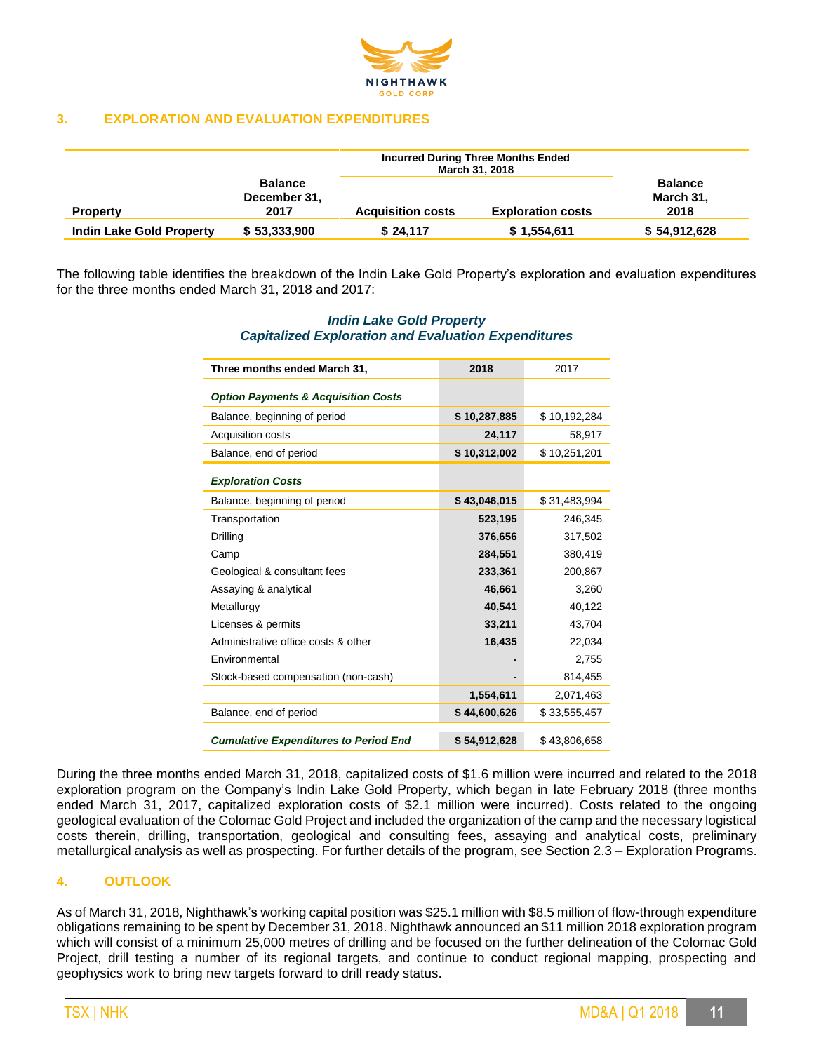## 3. EXPLORATION AND EVALUATION EXPENDITURES

| Property | Balance December 31, 2017 | Incurred During Three Months Ended March 31, 2018 | | Balance March 31, 2018 |
|---|---|---|---|---|
| | | Acquisition costs | Exploration costs | |
| **Indin Lake Gold Property** | **$ 53,333,900** | **$ 24,117** | **$ 1,554,611** | **$ 54,912,628** |

The following table identifies the breakdown of the Indin Lake Gold Property's exploration and evaluation expenditures for the three months ended March 31, 2018 and 2017:

***Indin Lake Gold Property***
***Capitalized Exploration and Evaluation Expenditures***

| Three months ended March 31, | 2018 | 2017 |
|---|---|---|
| ***Option Payments & Acquisition Costs*** | | |
| Balance, beginning of period | **$ 10,287,885** | $ 10,192,284 |
| Acquisition costs | **24,117** | 58,917 |
| Balance, end of period | **$ 10,312,002** | $ 10,251,201 |
| ***Exploration Costs*** | | |
| Balance, beginning of period | **$ 43,046,015** | $ 31,483,994 |
| Transportation | **523,195** | 246,345 |
| Drilling | **376,656** | 317,502 |
| Camp | **284,551** | 380,419 |
| Geological & consultant fees | **233,361** | 200,867 |
| Assaying & analytical | **46,661** | 3,260 |
| Metallurgy | **40,541** | 40,122 |
| Licenses & permits | **33,211** | 43,704 |
| Administrative office costs & other | **16,435** | 22,034 |
| Environmental | **-** | 2,755 |
| Stock-based compensation (non-cash) | **-** | 814,455 |
| | **1,554,611** | 2,071,463 |
| Balance, end of period | **$ 44,600,626** | $ 33,555,457 |
| ***Cumulative Expenditures to Period End*** | **$ 54,912,628** | $ 43,806,658 |

During the three months ended March 31, 2018, capitalized costs of $1.6 million were incurred and related to the 2018 exploration program on the Company's Indin Lake Gold Property, which began in late February 2018 (three months ended March 31, 2017, capitalized exploration costs of $2.1 million were incurred). Costs related to the ongoing geological evaluation of the Colomac Gold Project and included the organization of the camp and the necessary logistical costs therein, drilling, transportation, geological and consulting fees, assaying and analytical costs, preliminary metallurgical analysis as well as prospecting. For further details of the program, see Section 2.3 – Exploration Programs.

## 4. OUTLOOK

As of March 31, 2018, Nighthawk's working capital position was $25.1 million with $8.5 million of flow-through expenditure obligations remaining to be spent by December 31, 2018. Nighthawk announced an $11 million 2018 exploration program which will consist of a minimum 25,000 metres of drilling and be focused on the further delineation of the Colomac Gold Project, drill testing a number of its regional targets, and continue to conduct regional mapping, prospecting and geophysics work to bring new targets forward to drill ready status.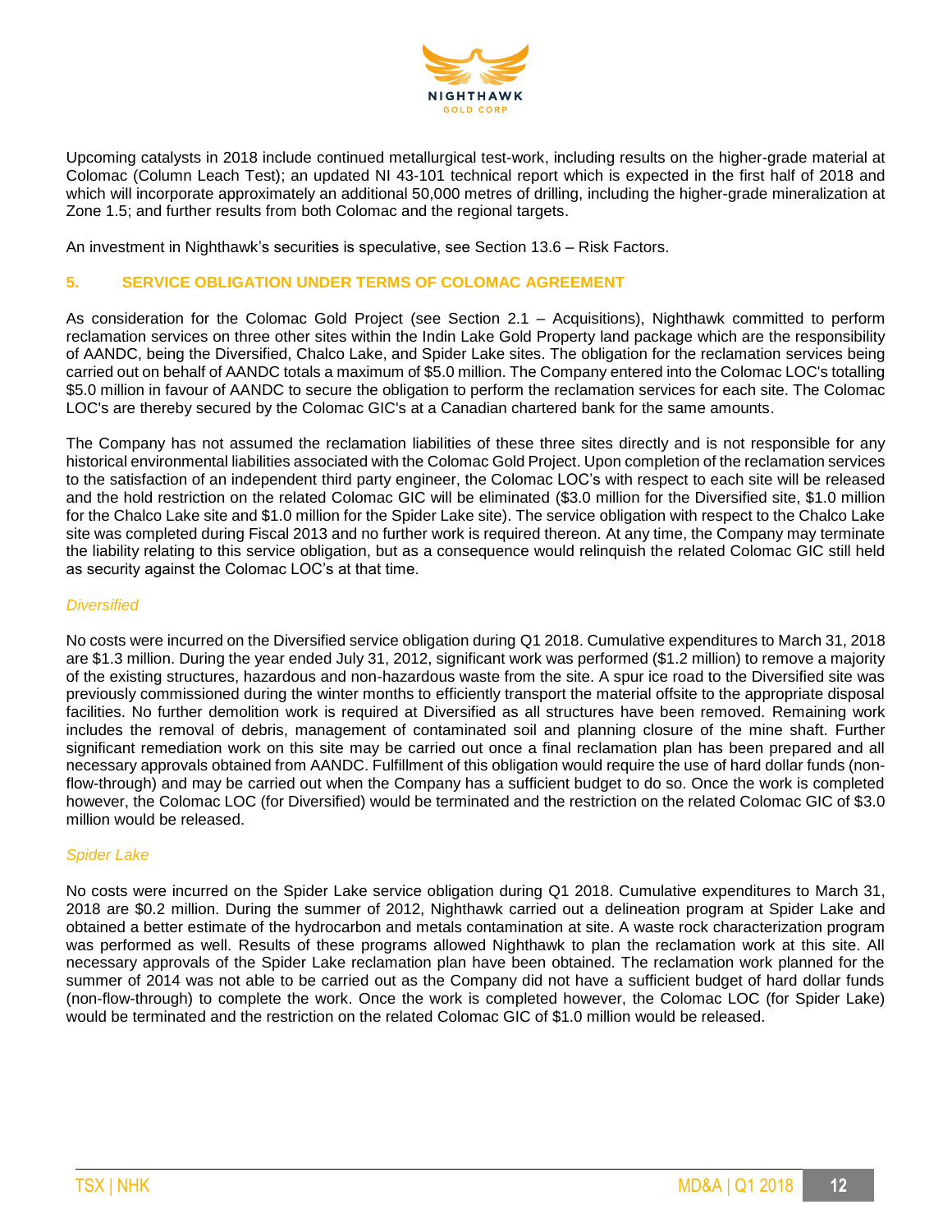Upcoming catalysts in 2018 include continued metallurgical test-work, including results on the higher-grade material at Colomac (Column Leach Test); an updated NI 43-101 technical report which is expected in the first half of 2018 and which will incorporate approximately an additional 50,000 metres of drilling, including the higher-grade mineralization at Zone 1.5; and further results from both Colomac and the regional targets.

An investment in Nighthawk's securities is speculative, see Section 13.6 – Risk Factors.

## 5. SERVICE OBLIGATION UNDER TERMS OF COLOMAC AGREEMENT

As consideration for the Colomac Gold Project (see Section 2.1 – Acquisitions), Nighthawk committed to perform reclamation services on three other sites within the Indin Lake Gold Property land package which are the responsibility of AANDC, being the Diversified, Chalco Lake, and Spider Lake sites. The obligation for the reclamation services being carried out on behalf of AANDC totals a maximum of $5.0 million. The Company entered into the Colomac LOC's totalling $5.0 million in favour of AANDC to secure the obligation to perform the reclamation services for each site. The Colomac LOC's are thereby secured by the Colomac GIC's at a Canadian chartered bank for the same amounts.

The Company has not assumed the reclamation liabilities of these three sites directly and is not responsible for any historical environmental liabilities associated with the Colomac Gold Project. Upon completion of the reclamation services to the satisfaction of an independent third party engineer, the Colomac LOC's with respect to each site will be released and the hold restriction on the related Colomac GIC will be eliminated ($3.0 million for the Diversified site, $1.0 million for the Chalco Lake site and $1.0 million for the Spider Lake site). The service obligation with respect to the Chalco Lake site was completed during Fiscal 2013 and no further work is required thereon. At any time, the Company may terminate the liability relating to this service obligation, but as a consequence would relinquish the related Colomac GIC still held as security against the Colomac LOC's at that time.

### *Diversified*

No costs were incurred on the Diversified service obligation during Q1 2018. Cumulative expenditures to March 31, 2018 are $1.3 million. During the year ended July 31, 2012, significant work was performed ($1.2 million) to remove a majority of the existing structures, hazardous and non-hazardous waste from the site. A spur ice road to the Diversified site was previously commissioned during the winter months to efficiently transport the material offsite to the appropriate disposal facilities. No further demolition work is required at Diversified as all structures have been removed. Remaining work includes the removal of debris, management of contaminated soil and planning closure of the mine shaft. Further significant remediation work on this site may be carried out once a final reclamation plan has been prepared and all necessary approvals obtained from AANDC. Fulfillment of this obligation would require the use of hard dollar funds (non-flow-through) and may be carried out when the Company has a sufficient budget to do so. Once the work is completed however, the Colomac LOC (for Diversified) would be terminated and the restriction on the related Colomac GIC of $3.0 million would be released.

### *Spider Lake*

No costs were incurred on the Spider Lake service obligation during Q1 2018. Cumulative expenditures to March 31, 2018 are $0.2 million. During the summer of 2012, Nighthawk carried out a delineation program at Spider Lake and obtained a better estimate of the hydrocarbon and metals contamination at site. A waste rock characterization program was performed as well. Results of these programs allowed Nighthawk to plan the reclamation work at this site. All necessary approvals of the Spider Lake reclamation plan have been obtained. The reclamation work planned for the summer of 2014 was not able to be carried out as the Company did not have a sufficient budget of hard dollar funds (non-flow-through) to complete the work. Once the work is completed however, the Colomac LOC (for Spider Lake) would be terminated and the restriction on the related Colomac GIC of $1.0 million would be released.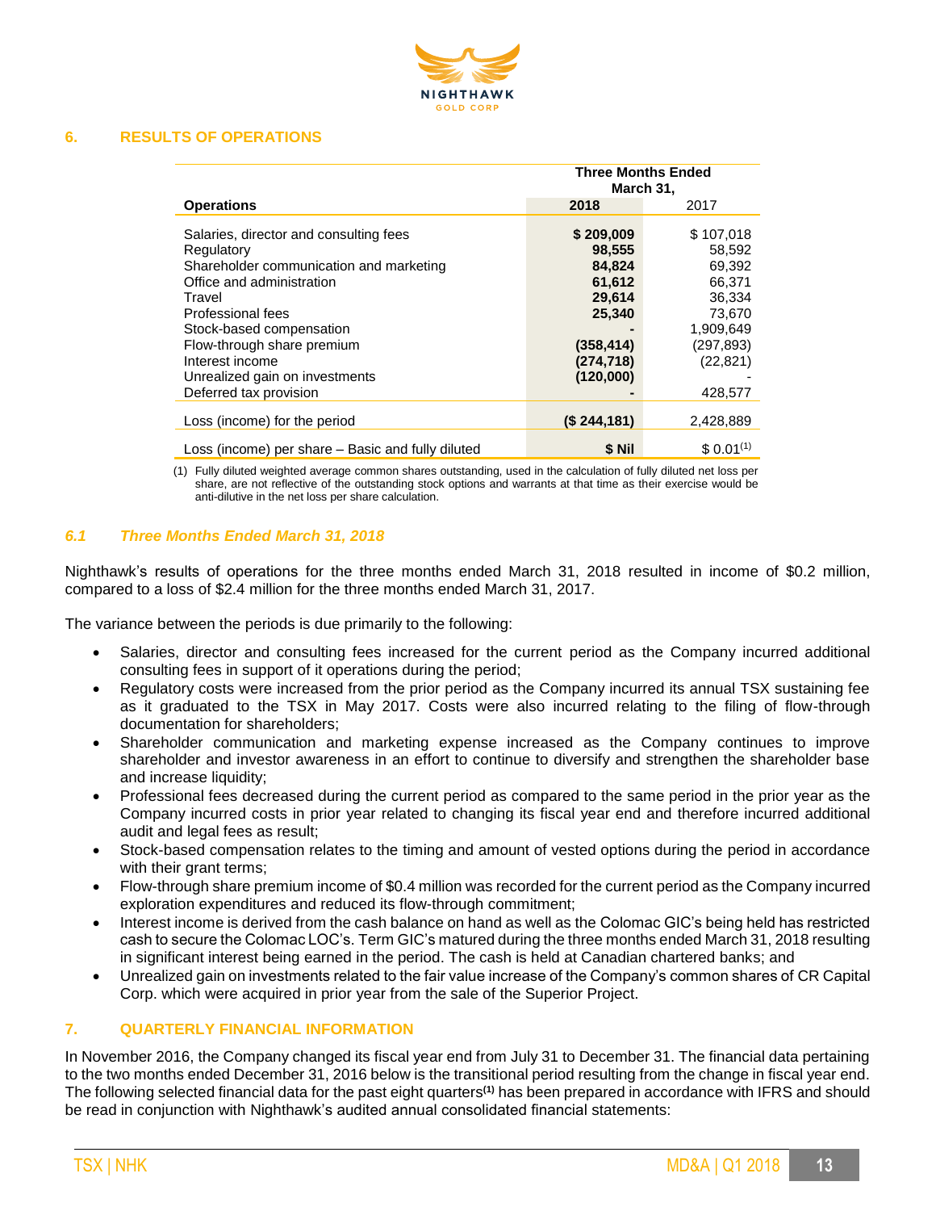## 6. RESULTS OF OPERATIONS

| Operations | Three Months Ended March 31, 2018 | 2017 |
|---|---|---|
| Salaries, director and consulting fees | **$ 209,009** | $ 107,018 |
| Regulatory | **98,555** | 58,592 |
| Shareholder communication and marketing | **84,824** | 69,392 |
| Office and administration | **61,612** | 66,371 |
| Travel | **29,614** | 36,334 |
| Professional fees | **25,340** | 73,670 |
| Stock-based compensation | **-** | 1,909,649 |
| Flow-through share premium | **(358,414)** | (297,893) |
| Interest income | **(274,718)** | (22,821) |
| Unrealized gain on investments | **(120,000)** | - |
| Deferred tax provision | **-** | 428,577 |
| Loss (income) for the period | **($ 244,181)** | 2,428,889 |
| Loss (income) per share – Basic and fully diluted | **$ Nil** | $ 0.01[(1)] |

(1) Fully diluted weighted average common shares outstanding, used in the calculation of fully diluted net loss per share, are not reflective of the outstanding stock options and warrants at that time as their exercise would be anti-dilutive in the net loss per share calculation.

### *6.1 Three Months Ended March 31, 2018*

Nighthawk's results of operations for the three months ended March 31, 2018 resulted in income of $0.2 million, compared to a loss of $2.4 million for the three months ended March 31, 2017.

The variance between the periods is due primarily to the following:

- Salaries, director and consulting fees increased for the current period as the Company incurred additional consulting fees in support of it operations during the period;
- Regulatory costs were increased from the prior period as the Company incurred its annual TSX sustaining fee as it graduated to the TSX in May 2017. Costs were also incurred relating to the filing of flow-through documentation for shareholders;
- Shareholder communication and marketing expense increased as the Company continues to improve shareholder and investor awareness in an effort to continue to diversify and strengthen the shareholder base and increase liquidity;
- Professional fees decreased during the current period as compared to the same period in the prior year as the Company incurred costs in prior year related to changing its fiscal year end and therefore incurred additional audit and legal fees as result;
- Stock-based compensation relates to the timing and amount of vested options during the period in accordance with their grant terms;
- Flow-through share premium income of $0.4 million was recorded for the current period as the Company incurred exploration expenditures and reduced its flow-through commitment;
- Interest income is derived from the cash balance on hand as well as the Colomac GIC's being held has restricted cash to secure the Colomac LOC's. Term GIC's matured during the three months ended March 31, 2018 resulting in significant interest being earned in the period. The cash is held at Canadian chartered banks; and
- Unrealized gain on investments related to the fair value increase of the Company's common shares of CR Capital Corp. which were acquired in prior year from the sale of the Superior Project.

## 7. QUARTERLY FINANCIAL INFORMATION

In November 2016, the Company changed its fiscal year end from July 31 to December 31. The financial data pertaining to the two months ended December 31, 2016 below is the transitional period resulting from the change in fiscal year end. The following selected financial data for the past eight quarters[(1)] has been prepared in accordance with IFRS and should be read in conjunction with Nighthawk's audited annual consolidated financial statements: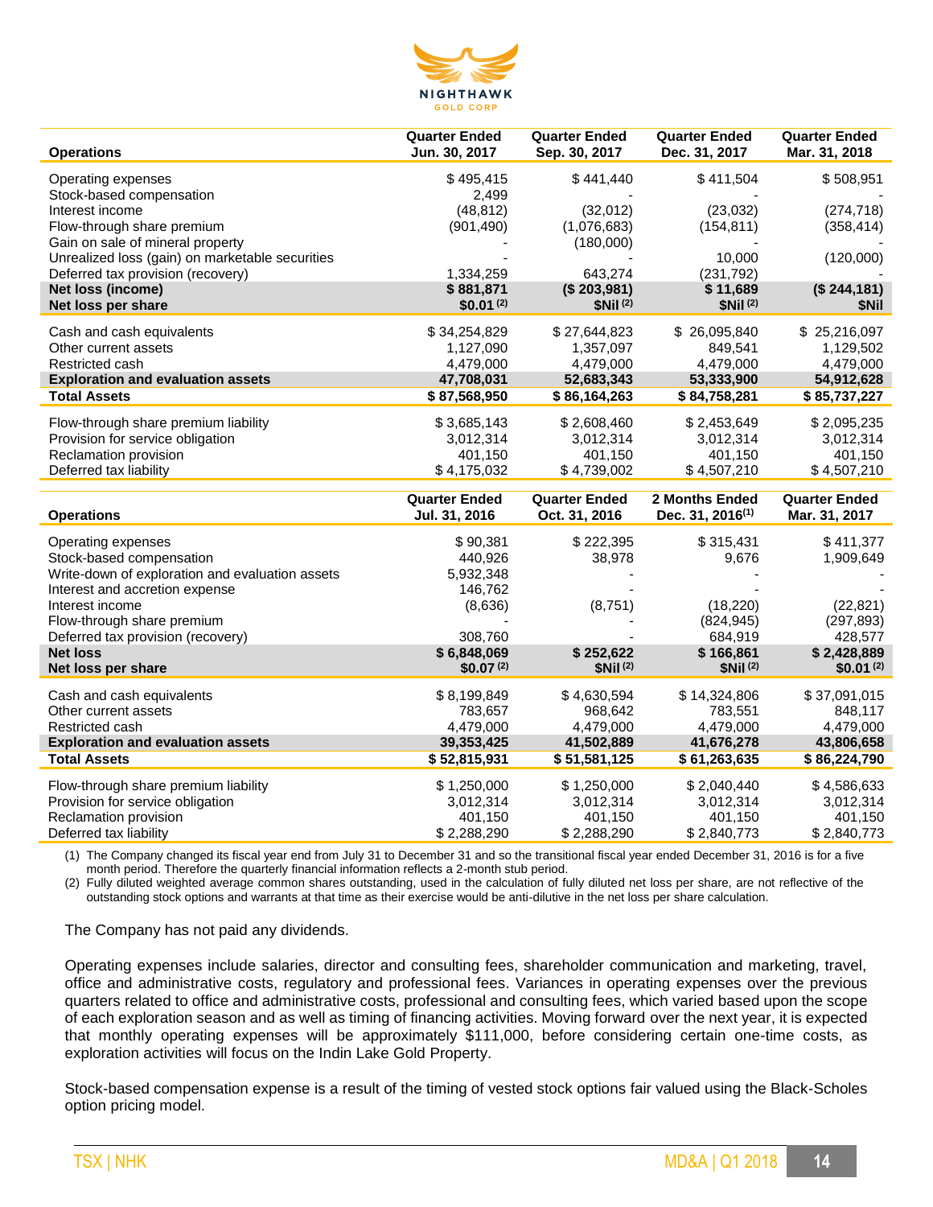| Operations | Quarter Ended Jun. 30, 2017 | Quarter Ended Sep. 30, 2017 | Quarter Ended Dec. 31, 2017 | Quarter Ended Mar. 31, 2018 |
|---|---|---|---|---|
| Operating expenses | $ 495,415 | $ 441,440 | $ 411,504 | $ 508,951 |
| Stock-based compensation | 2,499 | - | - | - |
| Interest income | (48,812) | (32,012) | (23,032) | (274,718) |
| Flow-through share premium | (901,490) | (1,076,683) | (154,811) | (358,414) |
| Gain on sale of mineral property | - | (180,000) | - | - |
| Unrealized loss (gain) on marketable securities | - | - | 10,000 | (120,000) |
| Deferred tax provision (recovery) | 1,334,259 | 643,274 | (231,792) | - |
| **Net loss (income)** | **$ 881,871** | **($ 203,981)** | **$ 11,689** | **($ 244,181)** |
| **Net loss per share** | **$0.01 (2)** | **$Nil (2)** | **$Nil (2)** | **$Nil** |
| Cash and cash equivalents | $ 34,254,829 | $ 27,644,823 | $ 26,095,840 | $ 25,216,097 |
| Other current assets | 1,127,090 | 1,357,097 | 849,541 | 1,129,502 |
| Restricted cash | 4,479,000 | 4,479,000 | 4,479,000 | 4,479,000 |
| **Exploration and evaluation assets** | **47,708,031** | **52,683,343** | **53,333,900** | **54,912,628** |
| **Total Assets** | **$ 87,568,950** | **$ 86,164,263** | **$ 84,758,281** | **$ 85,737,227** |
| Flow-through share premium liability | $ 3,685,143 | $ 2,608,460 | $ 2,453,649 | $ 2,095,235 |
| Provision for service obligation | 3,012,314 | 3,012,314 | 3,012,314 | 3,012,314 |
| Reclamation provision | 401,150 | 401,150 | 401,150 | 401,150 |
| Deferred tax liability | $ 4,175,032 | $ 4,739,002 | $ 4,507,210 | $ 4,507,210 |

| Operations | Quarter Ended Jul. 31, 2016 | Quarter Ended Oct. 31, 2016 | 2 Months Ended Dec. 31, 2016(1) | Quarter Ended Mar. 31, 2017 |
|---|---|---|---|---|
| Operating expenses | $ 90,381 | $ 222,395 | $ 315,431 | $ 411,377 |
| Stock-based compensation | 440,926 | 38,978 | 9,676 | 1,909,649 |
| Write-down of exploration and evaluation assets | 5,932,348 | - | - | - |
| Interest and accretion expense | 146,762 | - | - | - |
| Interest income | (8,636) | (8,751) | (18,220) | (22,821) |
| Flow-through share premium | - | - | (824,945) | (297,893) |
| Deferred tax provision (recovery) | 308,760 | - | 684,919 | 428,577 |
| **Net loss** | **$ 6,848,069** | **$ 252,622** | **$ 166,861** | **$ 2,428,889** |
| **Net loss per share** | **$0.07 (2)** | **$Nil (2)** | **$Nil (2)** | **$0.01 (2)** |
| Cash and cash equivalents | $ 8,199,849 | $ 4,630,594 | $ 14,324,806 | $ 37,091,015 |
| Other current assets | 783,657 | 968,642 | 783,551 | 848,117 |
| Restricted cash | 4,479,000 | 4,479,000 | 4,479,000 | 4,479,000 |
| **Exploration and evaluation assets** | **39,353,425** | **41,502,889** | **41,676,278** | **43,806,658** |
| **Total Assets** | **$ 52,815,931** | **$ 51,581,125** | **$ 61,263,635** | **$ 86,224,790** |
| Flow-through share premium liability | $ 1,250,000 | $ 1,250,000 | $ 2,040,440 | $ 4,586,633 |
| Provision for service obligation | 3,012,314 | 3,012,314 | 3,012,314 | 3,012,314 |
| Reclamation provision | 401,150 | 401,150 | 401,150 | 401,150 |
| Deferred tax liability | $ 2,288,290 | $ 2,288,290 | $ 2,840,773 | $ 2,840,773 |

(1) The Company changed its fiscal year end from July 31 to December 31 and so the transitional fiscal year ended December 31, 2016 is for a five month period. Therefore the quarterly financial information reflects a 2-month stub period.

(2) Fully diluted weighted average common shares outstanding, used in the calculation of fully diluted net loss per share, are not reflective of the outstanding stock options and warrants at that time as their exercise would be anti-dilutive in the net loss per share calculation.

The Company has not paid any dividends.

Operating expenses include salaries, director and consulting fees, shareholder communication and marketing, travel, office and administrative costs, regulatory and professional fees. Variances in operating expenses over the previous quarters related to office and administrative costs, professional and consulting fees, which varied based upon the scope of each exploration season and as well as timing of financing activities. Moving forward over the next year, it is expected that monthly operating expenses will be approximately $111,000, before considering certain one-time costs, as exploration activities will focus on the Indin Lake Gold Property.

Stock-based compensation expense is a result of the timing of vested stock options fair valued using the Black-Scholes option pricing model.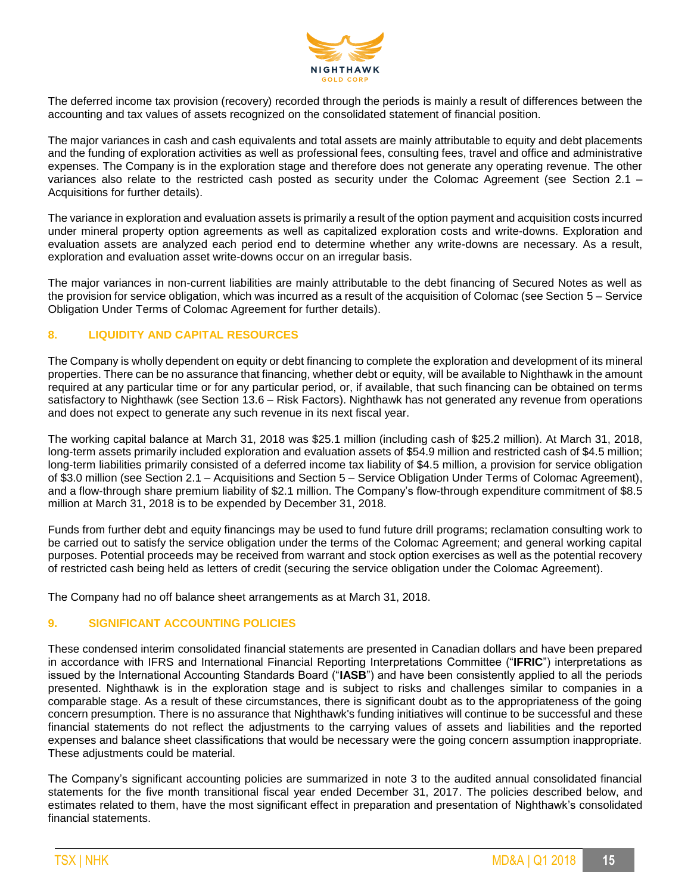The deferred income tax provision (recovery) recorded through the periods is mainly a result of differences between the accounting and tax values of assets recognized on the consolidated statement of financial position.

The major variances in cash and cash equivalents and total assets are mainly attributable to equity and debt placements and the funding of exploration activities as well as professional fees, consulting fees, travel and office and administrative expenses. The Company is in the exploration stage and therefore does not generate any operating revenue. The other variances also relate to the restricted cash posted as security under the Colomac Agreement (see Section 2.1 – Acquisitions for further details).

The variance in exploration and evaluation assets is primarily a result of the option payment and acquisition costs incurred under mineral property option agreements as well as capitalized exploration costs and write-downs. Exploration and evaluation assets are analyzed each period end to determine whether any write-downs are necessary. As a result, exploration and evaluation asset write-downs occur on an irregular basis.

The major variances in non-current liabilities are mainly attributable to the debt financing of Secured Notes as well as the provision for service obligation, which was incurred as a result of the acquisition of Colomac (see Section 5 – Service Obligation Under Terms of Colomac Agreement for further details).

## 8. LIQUIDITY AND CAPITAL RESOURCES

The Company is wholly dependent on equity or debt financing to complete the exploration and development of its mineral properties. There can be no assurance that financing, whether debt or equity, will be available to Nighthawk in the amount required at any particular time or for any particular period, or, if available, that such financing can be obtained on terms satisfactory to Nighthawk (see Section 13.6 – Risk Factors). Nighthawk has not generated any revenue from operations and does not expect to generate any such revenue in its next fiscal year.

The working capital balance at March 31, 2018 was $25.1 million (including cash of $25.2 million). At March 31, 2018, long-term assets primarily included exploration and evaluation assets of $54.9 million and restricted cash of $4.5 million; long-term liabilities primarily consisted of a deferred income tax liability of $4.5 million, a provision for service obligation of $3.0 million (see Section 2.1 – Acquisitions and Section 5 – Service Obligation Under Terms of Colomac Agreement), and a flow-through share premium liability of $2.1 million. The Company's flow-through expenditure commitment of $8.5 million at March 31, 2018 is to be expended by December 31, 2018.

Funds from further debt and equity financings may be used to fund future drill programs; reclamation consulting work to be carried out to satisfy the service obligation under the terms of the Colomac Agreement; and general working capital purposes. Potential proceeds may be received from warrant and stock option exercises as well as the potential recovery of restricted cash being held as letters of credit (securing the service obligation under the Colomac Agreement).

The Company had no off balance sheet arrangements as at March 31, 2018.

## 9. SIGNIFICANT ACCOUNTING POLICIES

These condensed interim consolidated financial statements are presented in Canadian dollars and have been prepared in accordance with IFRS and International Financial Reporting Interpretations Committee ("**IFRIC**") interpretations as issued by the International Accounting Standards Board ("**IASB**") and have been consistently applied to all the periods presented. Nighthawk is in the exploration stage and is subject to risks and challenges similar to companies in a comparable stage. As a result of these circumstances, there is significant doubt as to the appropriateness of the going concern presumption. There is no assurance that Nighthawk's funding initiatives will continue to be successful and these financial statements do not reflect the adjustments to the carrying values of assets and liabilities and the reported expenses and balance sheet classifications that would be necessary were the going concern assumption inappropriate. These adjustments could be material.

The Company's significant accounting policies are summarized in note 3 to the audited annual consolidated financial statements for the five month transitional fiscal year ended December 31, 2017. The policies described below, and estimates related to them, have the most significant effect in preparation and presentation of Nighthawk's consolidated financial statements.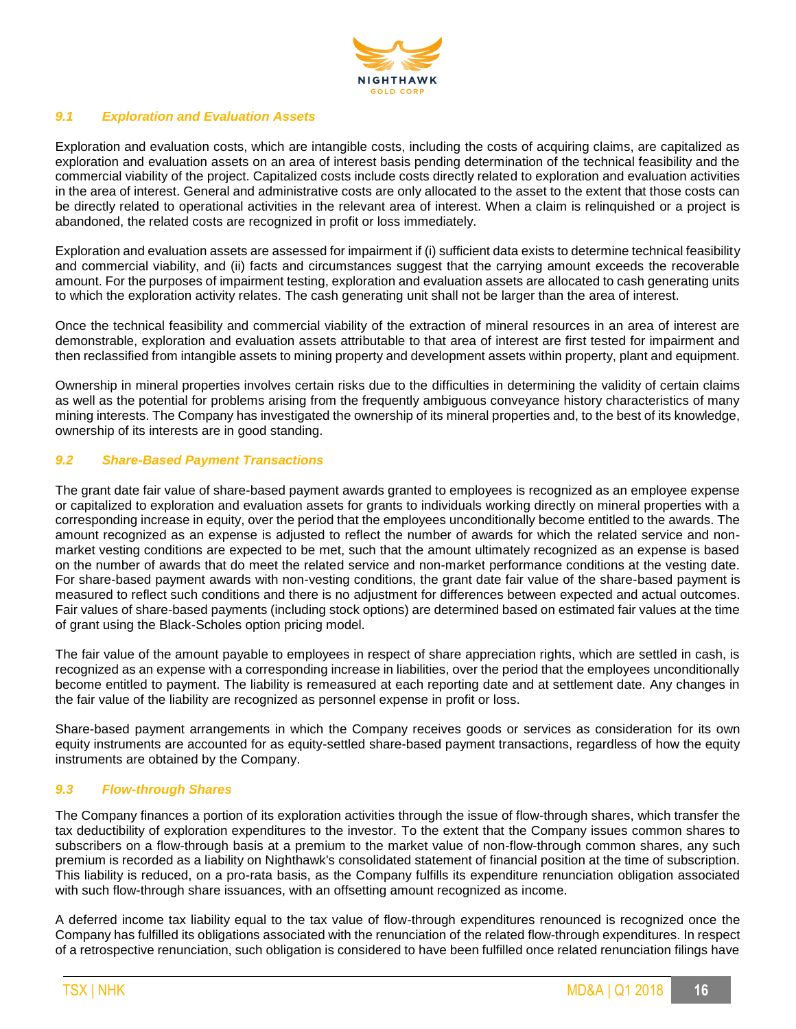### *9.1 Exploration and Evaluation Assets*

Exploration and evaluation costs, which are intangible costs, including the costs of acquiring claims, are capitalized as exploration and evaluation assets on an area of interest basis pending determination of the technical feasibility and the commercial viability of the project. Capitalized costs include costs directly related to exploration and evaluation activities in the area of interest. General and administrative costs are only allocated to the asset to the extent that those costs can be directly related to operational activities in the relevant area of interest. When a claim is relinquished or a project is abandoned, the related costs are recognized in profit or loss immediately.

Exploration and evaluation assets are assessed for impairment if (i) sufficient data exists to determine technical feasibility and commercial viability, and (ii) facts and circumstances suggest that the carrying amount exceeds the recoverable amount. For the purposes of impairment testing, exploration and evaluation assets are allocated to cash generating units to which the exploration activity relates. The cash generating unit shall not be larger than the area of interest.

Once the technical feasibility and commercial viability of the extraction of mineral resources in an area of interest are demonstrable, exploration and evaluation assets attributable to that area of interest are first tested for impairment and then reclassified from intangible assets to mining property and development assets within property, plant and equipment.

Ownership in mineral properties involves certain risks due to the difficulties in determining the validity of certain claims as well as the potential for problems arising from the frequently ambiguous conveyance history characteristics of many mining interests. The Company has investigated the ownership of its mineral properties and, to the best of its knowledge, ownership of its interests are in good standing.

### *9.2 Share-Based Payment Transactions*

The grant date fair value of share-based payment awards granted to employees is recognized as an employee expense or capitalized to exploration and evaluation assets for grants to individuals working directly on mineral properties with a corresponding increase in equity, over the period that the employees unconditionally become entitled to the awards. The amount recognized as an expense is adjusted to reflect the number of awards for which the related service and non-market vesting conditions are expected to be met, such that the amount ultimately recognized as an expense is based on the number of awards that do meet the related service and non-market performance conditions at the vesting date. For share-based payment awards with non-vesting conditions, the grant date fair value of the share-based payment is measured to reflect such conditions and there is no adjustment for differences between expected and actual outcomes. Fair values of share-based payments (including stock options) are determined based on estimated fair values at the time of grant using the Black-Scholes option pricing model.

The fair value of the amount payable to employees in respect of share appreciation rights, which are settled in cash, is recognized as an expense with a corresponding increase in liabilities, over the period that the employees unconditionally become entitled to payment. The liability is remeasured at each reporting date and at settlement date. Any changes in the fair value of the liability are recognized as personnel expense in profit or loss.

Share-based payment arrangements in which the Company receives goods or services as consideration for its own equity instruments are accounted for as equity-settled share-based payment transactions, regardless of how the equity instruments are obtained by the Company.

### *9.3 Flow-through Shares*

The Company finances a portion of its exploration activities through the issue of flow-through shares, which transfer the tax deductibility of exploration expenditures to the investor. To the extent that the Company issues common shares to subscribers on a flow-through basis at a premium to the market value of non-flow-through common shares, any such premium is recorded as a liability on Nighthawk's consolidated statement of financial position at the time of subscription. This liability is reduced, on a pro-rata basis, as the Company fulfills its expenditure renunciation obligation associated with such flow-through share issuances, with an offsetting amount recognized as income.

A deferred income tax liability equal to the tax value of flow-through expenditures renounced is recognized once the Company has fulfilled its obligations associated with the renunciation of the related flow-through expenditures. In respect of a retrospective renunciation, such obligation is considered to have been fulfilled once related renunciation filings have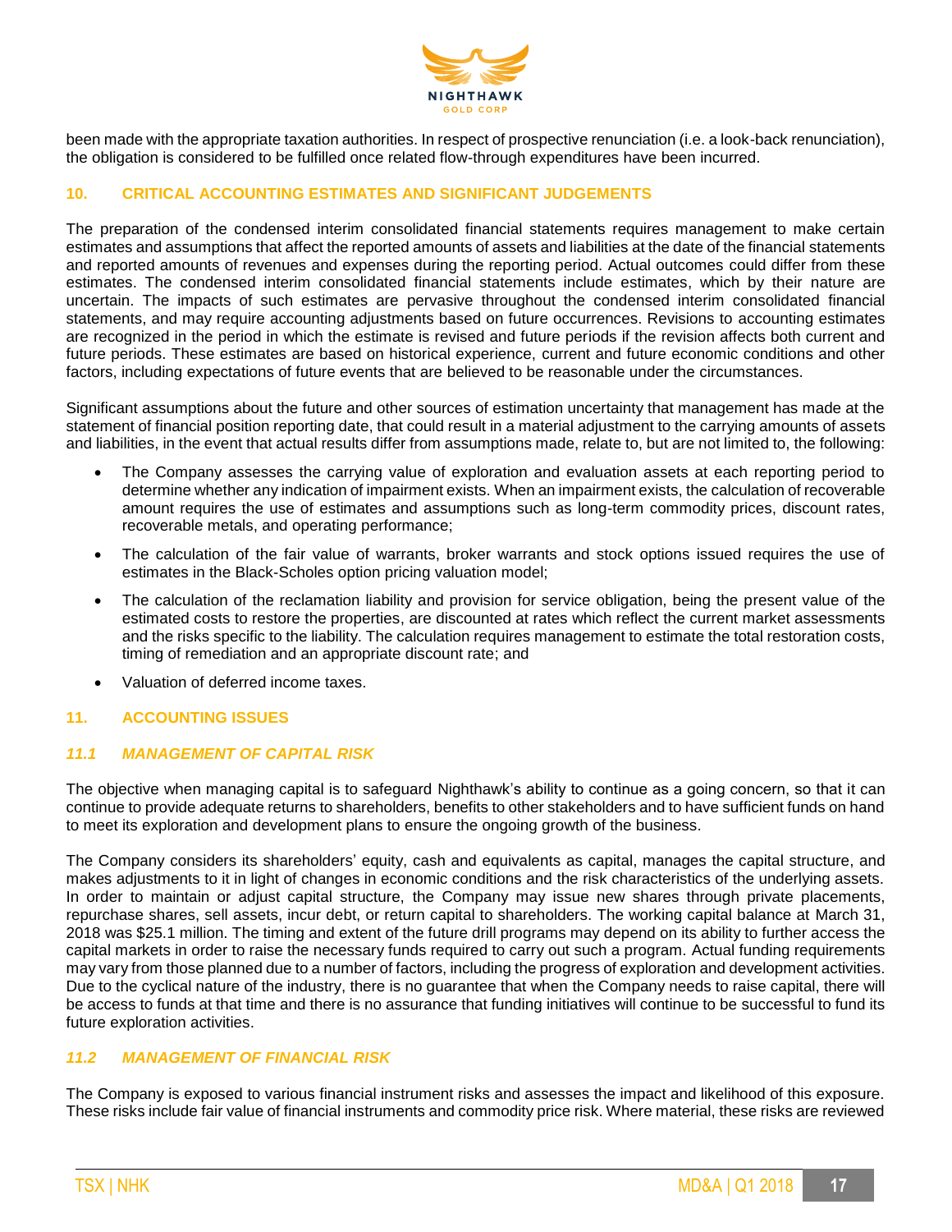been made with the appropriate taxation authorities. In respect of prospective renunciation (i.e. a look-back renunciation), the obligation is considered to be fulfilled once related flow-through expenditures have been incurred.

## 10. CRITICAL ACCOUNTING ESTIMATES AND SIGNIFICANT JUDGEMENTS

The preparation of the condensed interim consolidated financial statements requires management to make certain estimates and assumptions that affect the reported amounts of assets and liabilities at the date of the financial statements and reported amounts of revenues and expenses during the reporting period. Actual outcomes could differ from these estimates. The condensed interim consolidated financial statements include estimates, which by their nature are uncertain. The impacts of such estimates are pervasive throughout the condensed interim consolidated financial statements, and may require accounting adjustments based on future occurrences. Revisions to accounting estimates are recognized in the period in which the estimate is revised and future periods if the revision affects both current and future periods. These estimates are based on historical experience, current and future economic conditions and other factors, including expectations of future events that are believed to be reasonable under the circumstances.

Significant assumptions about the future and other sources of estimation uncertainty that management has made at the statement of financial position reporting date, that could result in a material adjustment to the carrying amounts of assets and liabilities, in the event that actual results differ from assumptions made, relate to, but are not limited to, the following:

- The Company assesses the carrying value of exploration and evaluation assets at each reporting period to determine whether any indication of impairment exists. When an impairment exists, the calculation of recoverable amount requires the use of estimates and assumptions such as long-term commodity prices, discount rates, recoverable metals, and operating performance;
- The calculation of the fair value of warrants, broker warrants and stock options issued requires the use of estimates in the Black-Scholes option pricing valuation model;
- The calculation of the reclamation liability and provision for service obligation, being the present value of the estimated costs to restore the properties, are discounted at rates which reflect the current market assessments and the risks specific to the liability. The calculation requires management to estimate the total restoration costs, timing of remediation and an appropriate discount rate; and
- Valuation of deferred income taxes.

## 11. ACCOUNTING ISSUES

### *11.1 MANAGEMENT OF CAPITAL RISK*

The objective when managing capital is to safeguard Nighthawk's ability to continue as a going concern, so that it can continue to provide adequate returns to shareholders, benefits to other stakeholders and to have sufficient funds on hand to meet its exploration and development plans to ensure the ongoing growth of the business.

The Company considers its shareholders' equity, cash and equivalents as capital, manages the capital structure, and makes adjustments to it in light of changes in economic conditions and the risk characteristics of the underlying assets. In order to maintain or adjust capital structure, the Company may issue new shares through private placements, repurchase shares, sell assets, incur debt, or return capital to shareholders. The working capital balance at March 31, 2018 was $25.1 million. The timing and extent of the future drill programs may depend on its ability to further access the capital markets in order to raise the necessary funds required to carry out such a program. Actual funding requirements may vary from those planned due to a number of factors, including the progress of exploration and development activities. Due to the cyclical nature of the industry, there is no guarantee that when the Company needs to raise capital, there will be access to funds at that time and there is no assurance that funding initiatives will continue to be successful to fund its future exploration activities.

### *11.2 MANAGEMENT OF FINANCIAL RISK*

The Company is exposed to various financial instrument risks and assesses the impact and likelihood of this exposure. These risks include fair value of financial instruments and commodity price risk. Where material, these risks are reviewed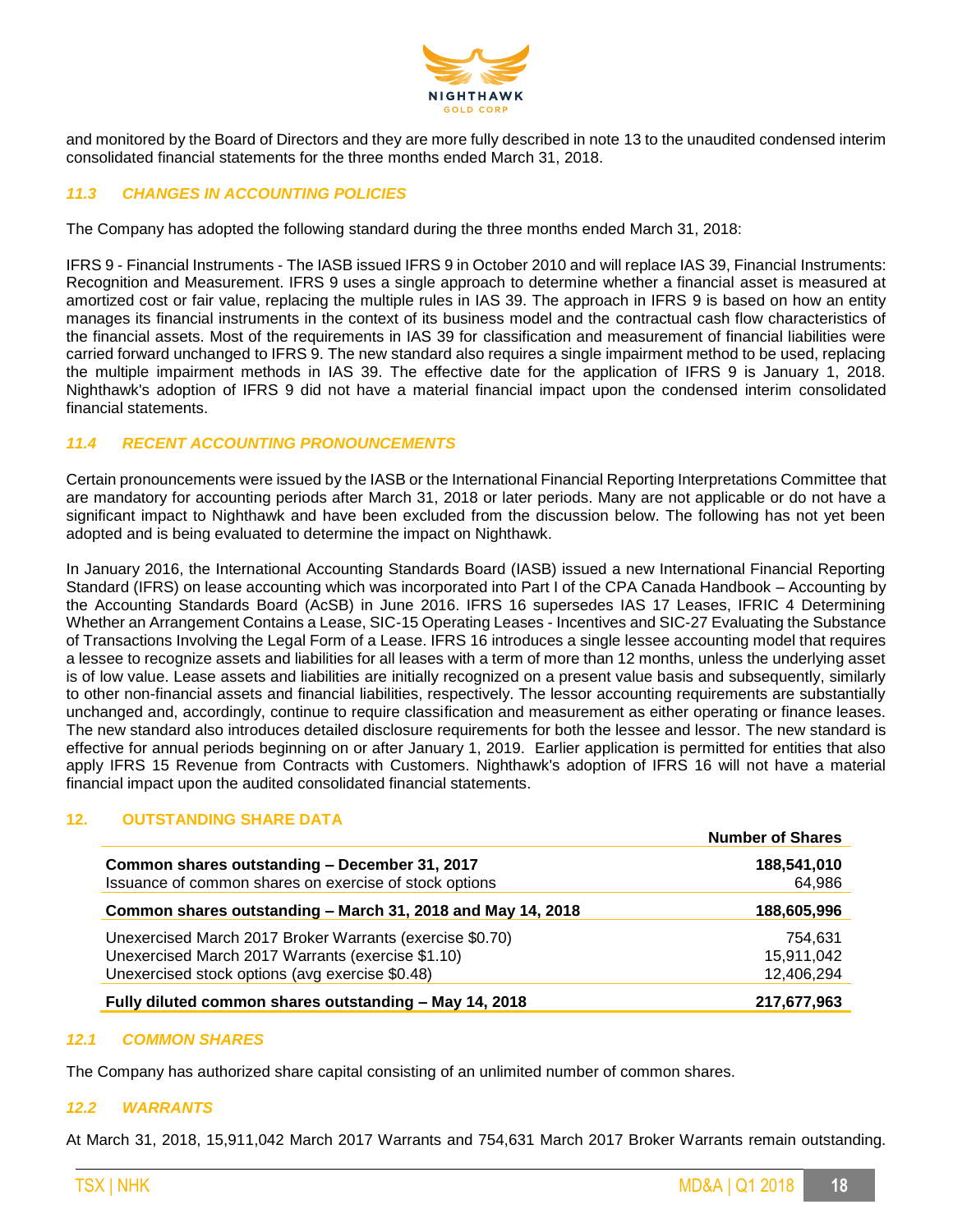and monitored by the Board of Directors and they are more fully described in note 13 to the unaudited condensed interim consolidated financial statements for the three months ended March 31, 2018.

### *11.3 CHANGES IN ACCOUNTING POLICIES*

The Company has adopted the following standard during the three months ended March 31, 2018:

IFRS 9 - Financial Instruments - The IASB issued IFRS 9 in October 2010 and will replace IAS 39, Financial Instruments: Recognition and Measurement. IFRS 9 uses a single approach to determine whether a financial asset is measured at amortized cost or fair value, replacing the multiple rules in IAS 39. The approach in IFRS 9 is based on how an entity manages its financial instruments in the context of its business model and the contractual cash flow characteristics of the financial assets. Most of the requirements in IAS 39 for classification and measurement of financial liabilities were carried forward unchanged to IFRS 9. The new standard also requires a single impairment method to be used, replacing the multiple impairment methods in IAS 39. The effective date for the application of IFRS 9 is January 1, 2018. Nighthawk's adoption of IFRS 9 did not have a material financial impact upon the condensed interim consolidated financial statements.

### *11.4 RECENT ACCOUNTING PRONOUNCEMENTS*

Certain pronouncements were issued by the IASB or the International Financial Reporting Interpretations Committee that are mandatory for accounting periods after March 31, 2018 or later periods. Many are not applicable or do not have a significant impact to Nighthawk and have been excluded from the discussion below. The following has not yet been adopted and is being evaluated to determine the impact on Nighthawk.

In January 2016, the International Accounting Standards Board (IASB) issued a new International Financial Reporting Standard (IFRS) on lease accounting which was incorporated into Part I of the CPA Canada Handbook – Accounting by the Accounting Standards Board (AcSB) in June 2016. IFRS 16 supersedes IAS 17 Leases, IFRIC 4 Determining Whether an Arrangement Contains a Lease, SIC-15 Operating Leases - Incentives and SIC-27 Evaluating the Substance of Transactions Involving the Legal Form of a Lease. IFRS 16 introduces a single lessee accounting model that requires a lessee to recognize assets and liabilities for all leases with a term of more than 12 months, unless the underlying asset is of low value. Lease assets and liabilities are initially recognized on a present value basis and subsequently, similarly to other non-financial assets and financial liabilities, respectively. The lessor accounting requirements are substantially unchanged and, accordingly, continue to require classification and measurement as either operating or finance leases. The new standard also introduces detailed disclosure requirements for both the lessee and lessor. The new standard is effective for annual periods beginning on or after January 1, 2019. Earlier application is permitted for entities that also apply IFRS 15 Revenue from Contracts with Customers. Nighthawk's adoption of IFRS 16 will not have a material financial impact upon the audited consolidated financial statements.

## 12. OUTSTANDING SHARE DATA

| | Number of Shares |
|---|---|
| **Common shares outstanding – December 31, 2017** | **188,541,010** |
| Issuance of common shares on exercise of stock options | 64,986 |
| **Common shares outstanding – March 31, 2018 and May 14, 2018** | **188,605,996** |
| Unexercised March 2017 Broker Warrants (exercise $0.70) | 754,631 |
| Unexercised March 2017 Warrants (exercise $1.10) | 15,911,042 |
| Unexercised stock options (avg exercise $0.48) | 12,406,294 |
| **Fully diluted common shares outstanding – May 14, 2018** | **217,677,963** |

### *12.1 COMMON SHARES*

The Company has authorized share capital consisting of an unlimited number of common shares.

### *12.2 WARRANTS*

At March 31, 2018, 15,911,042 March 2017 Warrants and 754,631 March 2017 Broker Warrants remain outstanding.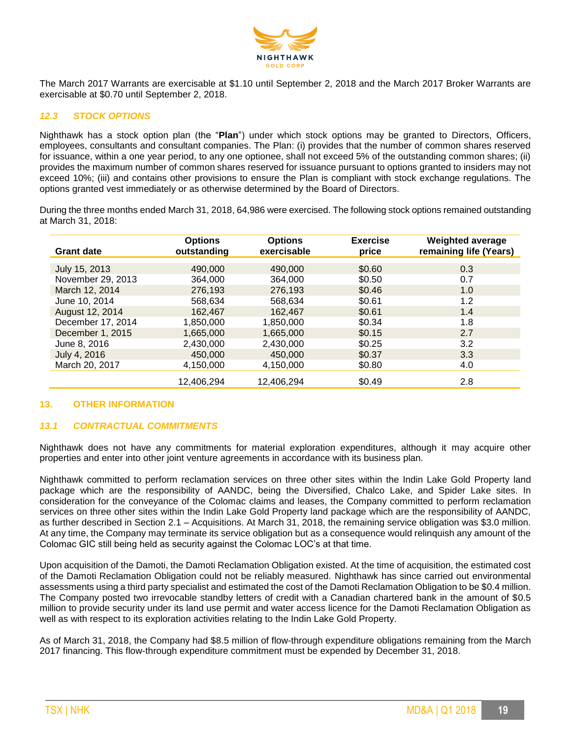The March 2017 Warrants are exercisable at $1.10 until September 2, 2018 and the March 2017 Broker Warrants are exercisable at $0.70 until September 2, 2018.

### *12.3 STOCK OPTIONS*

Nighthawk has a stock option plan (the "**Plan**") under which stock options may be granted to Directors, Officers, employees, consultants and consultant companies. The Plan: (i) provides that the number of common shares reserved for issuance, within a one year period, to any one optionee, shall not exceed 5% of the outstanding common shares; (ii) provides the maximum number of common shares reserved for issuance pursuant to options granted to insiders may not exceed 10%; (iii) and contains other provisions to ensure the Plan is compliant with stock exchange regulations. The options granted vest immediately or as otherwise determined by the Board of Directors.

During the three months ended March 31, 2018, 64,986 were exercised. The following stock options remained outstanding at March 31, 2018:

| Grant date | Options outstanding | Options exercisable | Exercise price | Weighted average remaining life (Years) |
|---|---|---|---|---|
| July 15, 2013 | 490,000 | 490,000 | $0.60 | 0.3 |
| November 29, 2013 | 364,000 | 364,000 | $0.50 | 0.7 |
| March 12, 2014 | 276,193 | 276,193 | $0.46 | 1.0 |
| June 10, 2014 | 568,634 | 568,634 | $0.61 | 1.2 |
| August 12, 2014 | 162,467 | 162,467 | $0.61 | 1.4 |
| December 17, 2014 | 1,850,000 | 1,850,000 | $0.34 | 1.8 |
| December 1, 2015 | 1,665,000 | 1,665,000 | $0.15 | 2.7 |
| June 8, 2016 | 2,430,000 | 2,430,000 | $0.25 | 3.2 |
| July 4, 2016 | 450,000 | 450,000 | $0.37 | 3.3 |
| March 20, 2017 | 4,150,000 | 4,150,000 | $0.80 | 4.0 |
| | 12,406,294 | 12,406,294 | $0.49 | 2.8 |

## 13. OTHER INFORMATION

### *13.1 CONTRACTUAL COMMITMENTS*

Nighthawk does not have any commitments for material exploration expenditures, although it may acquire other properties and enter into other joint venture agreements in accordance with its business plan.

Nighthawk committed to perform reclamation services on three other sites within the Indin Lake Gold Property land package which are the responsibility of AANDC, being the Diversified, Chalco Lake, and Spider Lake sites. In consideration for the conveyance of the Colomac claims and leases, the Company committed to perform reclamation services on three other sites within the Indin Lake Gold Property land package which are the responsibility of AANDC, as further described in Section 2.1 – Acquisitions. At March 31, 2018, the remaining service obligation was $3.0 million. At any time, the Company may terminate its service obligation but as a consequence would relinquish any amount of the Colomac GIC still being held as security against the Colomac LOC's at that time.

Upon acquisition of the Damoti, the Damoti Reclamation Obligation existed. At the time of acquisition, the estimated cost of the Damoti Reclamation Obligation could not be reliably measured. Nighthawk has since carried out environmental assessments using a third party specialist and estimated the cost of the Damoti Reclamation Obligation to be $0.4 million. The Company posted two irrevocable standby letters of credit with a Canadian chartered bank in the amount of $0.5 million to provide security under its land use permit and water access licence for the Damoti Reclamation Obligation as well as with respect to its exploration activities relating to the Indin Lake Gold Property.

As of March 31, 2018, the Company had $8.5 million of flow-through expenditure obligations remaining from the March 2017 financing. This flow-through expenditure commitment must be expended by December 31, 2018.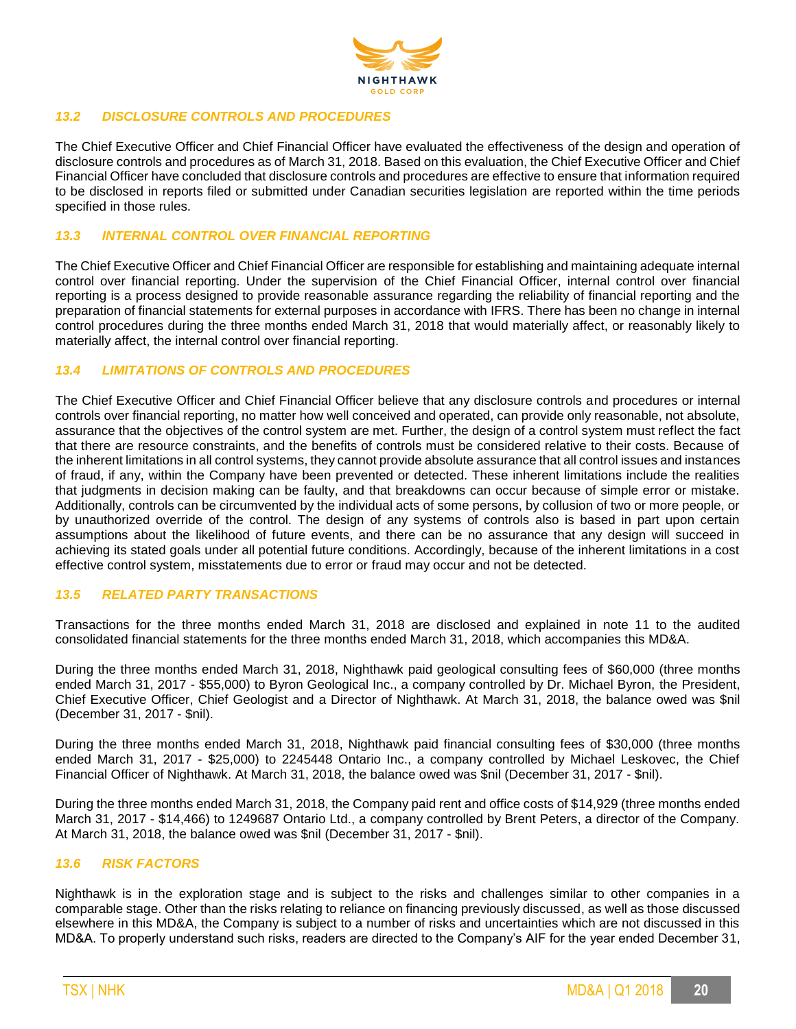### *13.2 DISCLOSURE CONTROLS AND PROCEDURES*

The Chief Executive Officer and Chief Financial Officer have evaluated the effectiveness of the design and operation of disclosure controls and procedures as of March 31, 2018. Based on this evaluation, the Chief Executive Officer and Chief Financial Officer have concluded that disclosure controls and procedures are effective to ensure that information required to be disclosed in reports filed or submitted under Canadian securities legislation are reported within the time periods specified in those rules.

### *13.3 INTERNAL CONTROL OVER FINANCIAL REPORTING*

The Chief Executive Officer and Chief Financial Officer are responsible for establishing and maintaining adequate internal control over financial reporting. Under the supervision of the Chief Financial Officer, internal control over financial reporting is a process designed to provide reasonable assurance regarding the reliability of financial reporting and the preparation of financial statements for external purposes in accordance with IFRS. There has been no change in internal control procedures during the three months ended March 31, 2018 that would materially affect, or reasonably likely to materially affect, the internal control over financial reporting.

### *13.4 LIMITATIONS OF CONTROLS AND PROCEDURES*

The Chief Executive Officer and Chief Financial Officer believe that any disclosure controls and procedures or internal controls over financial reporting, no matter how well conceived and operated, can provide only reasonable, not absolute, assurance that the objectives of the control system are met. Further, the design of a control system must reflect the fact that there are resource constraints, and the benefits of controls must be considered relative to their costs. Because of the inherent limitations in all control systems, they cannot provide absolute assurance that all control issues and instances of fraud, if any, within the Company have been prevented or detected. These inherent limitations include the realities that judgments in decision making can be faulty, and that breakdowns can occur because of simple error or mistake. Additionally, controls can be circumvented by the individual acts of some persons, by collusion of two or more people, or by unauthorized override of the control. The design of any systems of controls also is based in part upon certain assumptions about the likelihood of future events, and there can be no assurance that any design will succeed in achieving its stated goals under all potential future conditions. Accordingly, because of the inherent limitations in a cost effective control system, misstatements due to error or fraud may occur and not be detected.

### *13.5 RELATED PARTY TRANSACTIONS*

Transactions for the three months ended March 31, 2018 are disclosed and explained in note 11 to the audited consolidated financial statements for the three months ended March 31, 2018, which accompanies this MD&A.

During the three months ended March 31, 2018, Nighthawk paid geological consulting fees of $60,000 (three months ended March 31, 2017 - $55,000) to Byron Geological Inc., a company controlled by Dr. Michael Byron, the President, Chief Executive Officer, Chief Geologist and a Director of Nighthawk. At March 31, 2018, the balance owed was $nil (December 31, 2017 - $nil).

During the three months ended March 31, 2018, Nighthawk paid financial consulting fees of $30,000 (three months ended March 31, 2017 - $25,000) to 2245448 Ontario Inc., a company controlled by Michael Leskovec, the Chief Financial Officer of Nighthawk. At March 31, 2018, the balance owed was $nil (December 31, 2017 - $nil).

During the three months ended March 31, 2018, the Company paid rent and office costs of $14,929 (three months ended March 31, 2017 - $14,466) to 1249687 Ontario Ltd., a company controlled by Brent Peters, a director of the Company. At March 31, 2018, the balance owed was $nil (December 31, 2017 - $nil).

### *13.6 RISK FACTORS*

Nighthawk is in the exploration stage and is subject to the risks and challenges similar to other companies in a comparable stage. Other than the risks relating to reliance on financing previously discussed, as well as those discussed elsewhere in this MD&A, the Company is subject to a number of risks and uncertainties which are not discussed in this MD&A. To properly understand such risks, readers are directed to the Company's AIF for the year ended December 31,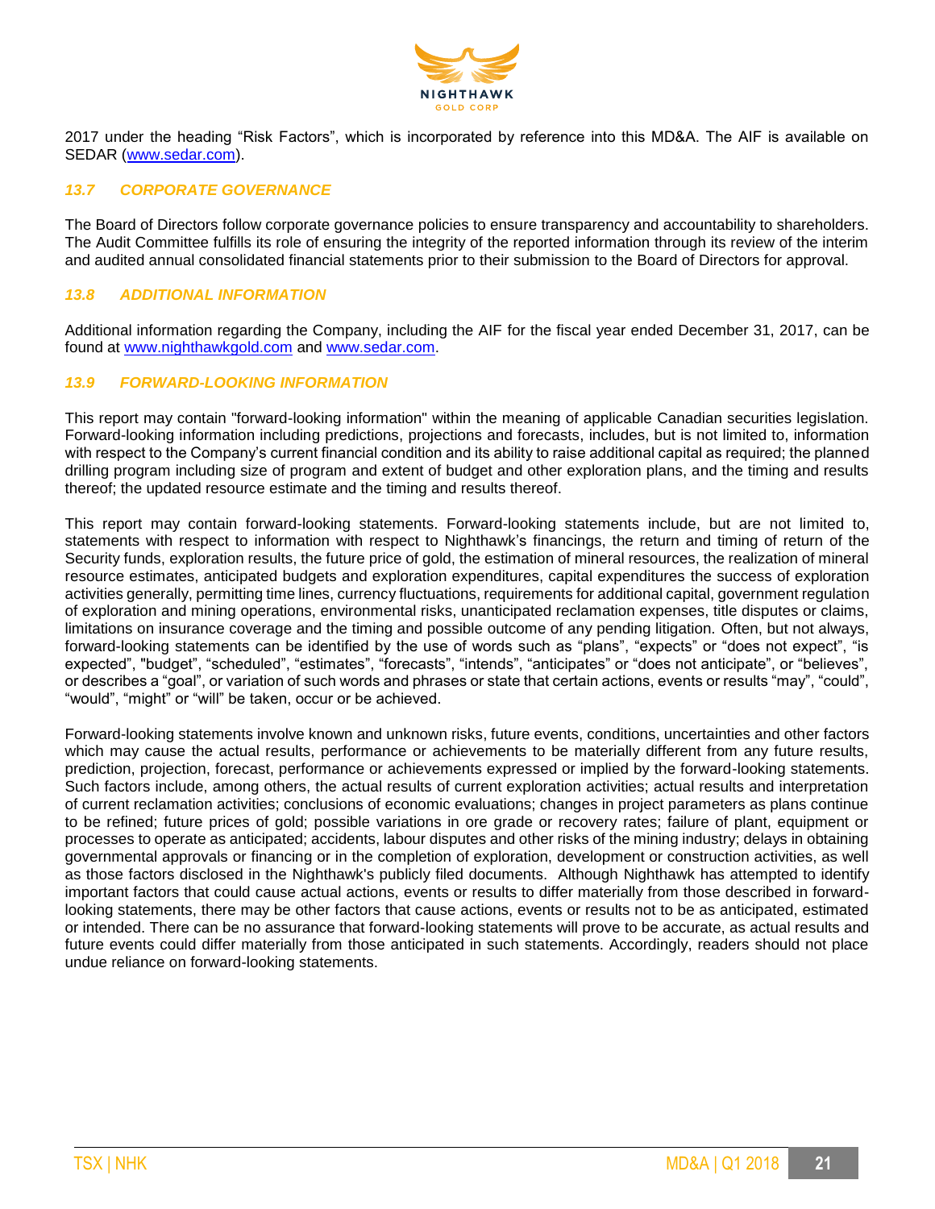2017 under the heading "Risk Factors", which is incorporated by reference into this MD&A. The AIF is available on SEDAR (www.sedar.com).

### *13.7 CORPORATE GOVERNANCE*

The Board of Directors follow corporate governance policies to ensure transparency and accountability to shareholders. The Audit Committee fulfills its role of ensuring the integrity of the reported information through its review of the interim and audited annual consolidated financial statements prior to their submission to the Board of Directors for approval.

### *13.8 ADDITIONAL INFORMATION*

Additional information regarding the Company, including the AIF for the fiscal year ended December 31, 2017, can be found at www.nighthawkgold.com and www.sedar.com.

### *13.9 FORWARD-LOOKING INFORMATION*

This report may contain "forward-looking information" within the meaning of applicable Canadian securities legislation. Forward-looking information including predictions, projections and forecasts, includes, but is not limited to, information with respect to the Company's current financial condition and its ability to raise additional capital as required; the planned drilling program including size of program and extent of budget and other exploration plans, and the timing and results thereof; the updated resource estimate and the timing and results thereof.

This report may contain forward-looking statements. Forward-looking statements include, but are not limited to, statements with respect to information with respect to Nighthawk's financings, the return and timing of return of the Security funds, exploration results, the future price of gold, the estimation of mineral resources, the realization of mineral resource estimates, anticipated budgets and exploration expenditures, capital expenditures the success of exploration activities generally, permitting time lines, currency fluctuations, requirements for additional capital, government regulation of exploration and mining operations, environmental risks, unanticipated reclamation expenses, title disputes or claims, limitations on insurance coverage and the timing and possible outcome of any pending litigation. Often, but not always, forward-looking statements can be identified by the use of words such as "plans", "expects" or "does not expect", "is expected", "budget", "scheduled", "estimates", "forecasts", "intends", "anticipates" or "does not anticipate", or "believes", or describes a "goal", or variation of such words and phrases or state that certain actions, events or results "may", "could", "would", "might" or "will" be taken, occur or be achieved.

Forward-looking statements involve known and unknown risks, future events, conditions, uncertainties and other factors which may cause the actual results, performance or achievements to be materially different from any future results, prediction, projection, forecast, performance or achievements expressed or implied by the forward-looking statements. Such factors include, among others, the actual results of current exploration activities; actual results and interpretation of current reclamation activities; conclusions of economic evaluations; changes in project parameters as plans continue to be refined; future prices of gold; possible variations in ore grade or recovery rates; failure of plant, equipment or processes to operate as anticipated; accidents, labour disputes and other risks of the mining industry; delays in obtaining governmental approvals or financing or in the completion of exploration, development or construction activities, as well as those factors disclosed in the Nighthawk's publicly filed documents. Although Nighthawk has attempted to identify important factors that could cause actual actions, events or results to differ materially from those described in forward-looking statements, there may be other factors that cause actions, events or results not to be as anticipated, estimated or intended. There can be no assurance that forward-looking statements will prove to be accurate, as actual results and future events could differ materially from those anticipated in such statements. Accordingly, readers should not place undue reliance on forward-looking statements.